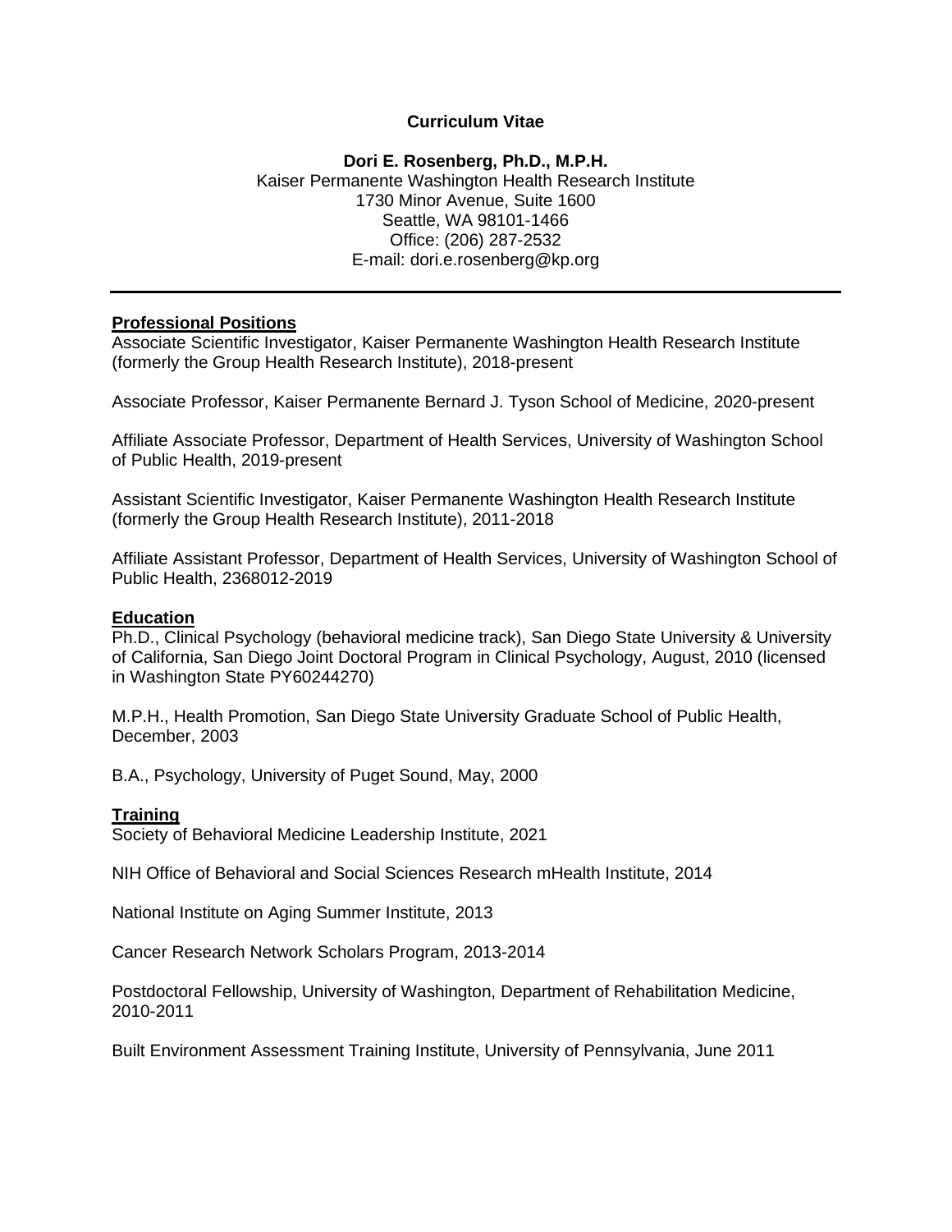**Curriculum Vitae**

**Dori E. Rosenberg, Ph.D., M.P.H.**
Kaiser Permanente Washington Health Research Institute
1730 Minor Avenue, Suite 1600
Seattle, WA 98101-1466
Office: (206) 287-2532
E-mail: dori.e.rosenberg@kp.org

---

## Professional Positions

Associate Scientific Investigator, Kaiser Permanente Washington Health Research Institute (formerly the Group Health Research Institute), 2018-present

Associate Professor, Kaiser Permanente Bernard J. Tyson School of Medicine, 2020-present

Affiliate Associate Professor, Department of Health Services, University of Washington School of Public Health, 2019-present

Assistant Scientific Investigator, Kaiser Permanente Washington Health Research Institute (formerly the Group Health Research Institute), 2011-2018

Affiliate Assistant Professor, Department of Health Services, University of Washington School of Public Health, 2368012-2019

## Education

Ph.D., Clinical Psychology (behavioral medicine track), San Diego State University & University of California, San Diego Joint Doctoral Program in Clinical Psychology, August, 2010 (licensed in Washington State PY60244270)

M.P.H., Health Promotion, San Diego State University Graduate School of Public Health, December, 2003

B.A., Psychology, University of Puget Sound, May, 2000

## Training

Society of Behavioral Medicine Leadership Institute, 2021

NIH Office of Behavioral and Social Sciences Research mHealth Institute, 2014

National Institute on Aging Summer Institute, 2013

Cancer Research Network Scholars Program, 2013-2014

Postdoctoral Fellowship, University of Washington, Department of Rehabilitation Medicine, 2010-2011

Built Environment Assessment Training Institute, University of Pennsylvania, June 2011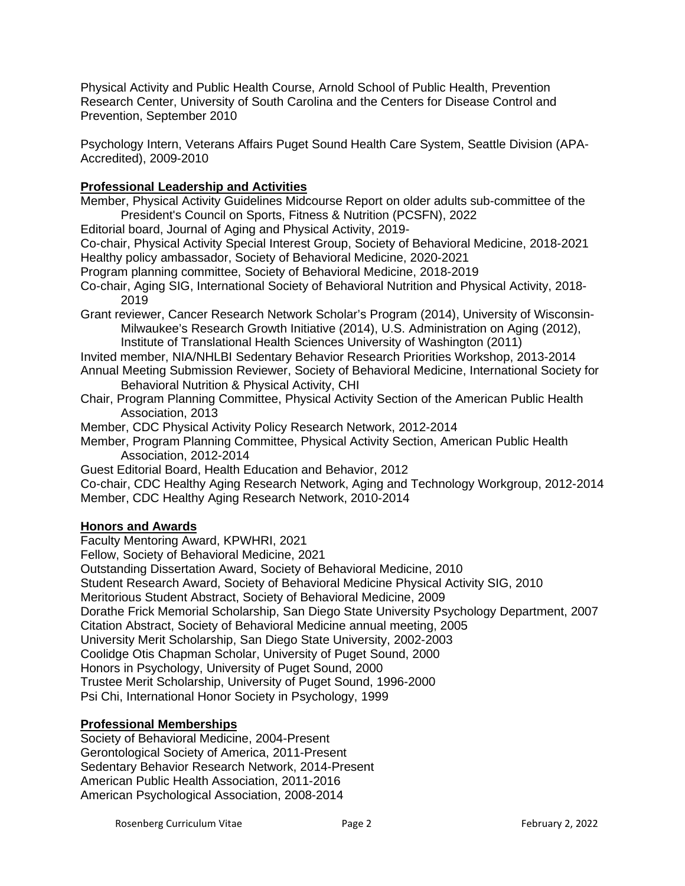Physical Activity and Public Health Course, Arnold School of Public Health, Prevention Research Center, University of South Carolina and the Centers for Disease Control and Prevention, September 2010

Psychology Intern, Veterans Affairs Puget Sound Health Care System, Seattle Division (APA-Accredited), 2009-2010

## Professional Leadership and Activities

Member, Physical Activity Guidelines Midcourse Report on older adults sub-committee of the President's Council on Sports, Fitness & Nutrition (PCSFN), 2022

Editorial board, Journal of Aging and Physical Activity, 2019-

Co-chair, Physical Activity Special Interest Group, Society of Behavioral Medicine, 2018-2021

Healthy policy ambassador, Society of Behavioral Medicine, 2020-2021

Program planning committee, Society of Behavioral Medicine, 2018-2019

Co-chair, Aging SIG, International Society of Behavioral Nutrition and Physical Activity, 2018-2019

Grant reviewer, Cancer Research Network Scholar's Program (2014), University of Wisconsin-Milwaukee's Research Growth Initiative (2014), U.S. Administration on Aging (2012), Institute of Translational Health Sciences University of Washington (2011)

Invited member, NIA/NHLBI Sedentary Behavior Research Priorities Workshop, 2013-2014

Annual Meeting Submission Reviewer, Society of Behavioral Medicine, International Society for Behavioral Nutrition & Physical Activity, CHI

Chair, Program Planning Committee, Physical Activity Section of the American Public Health Association, 2013

Member, CDC Physical Activity Policy Research Network, 2012-2014

Member, Program Planning Committee, Physical Activity Section, American Public Health Association, 2012-2014

Guest Editorial Board, Health Education and Behavior, 2012

Co-chair, CDC Healthy Aging Research Network, Aging and Technology Workgroup, 2012-2014

Member, CDC Healthy Aging Research Network, 2010-2014

## Honors and Awards

Faculty Mentoring Award, KPWHRI, 2021

Fellow, Society of Behavioral Medicine, 2021

Outstanding Dissertation Award, Society of Behavioral Medicine, 2010

Student Research Award, Society of Behavioral Medicine Physical Activity SIG, 2010

Meritorious Student Abstract, Society of Behavioral Medicine, 2009

Dorathe Frick Memorial Scholarship, San Diego State University Psychology Department, 2007

Citation Abstract, Society of Behavioral Medicine annual meeting, 2005

University Merit Scholarship, San Diego State University, 2002-2003

Coolidge Otis Chapman Scholar, University of Puget Sound, 2000

Honors in Psychology, University of Puget Sound, 2000

Trustee Merit Scholarship, University of Puget Sound, 1996-2000

Psi Chi, International Honor Society in Psychology, 1999

## Professional Memberships

Society of Behavioral Medicine, 2004-Present

Gerontological Society of America, 2011-Present

Sedentary Behavior Research Network, 2014-Present

American Public Health Association, 2011-2016

American Psychological Association, 2008-2014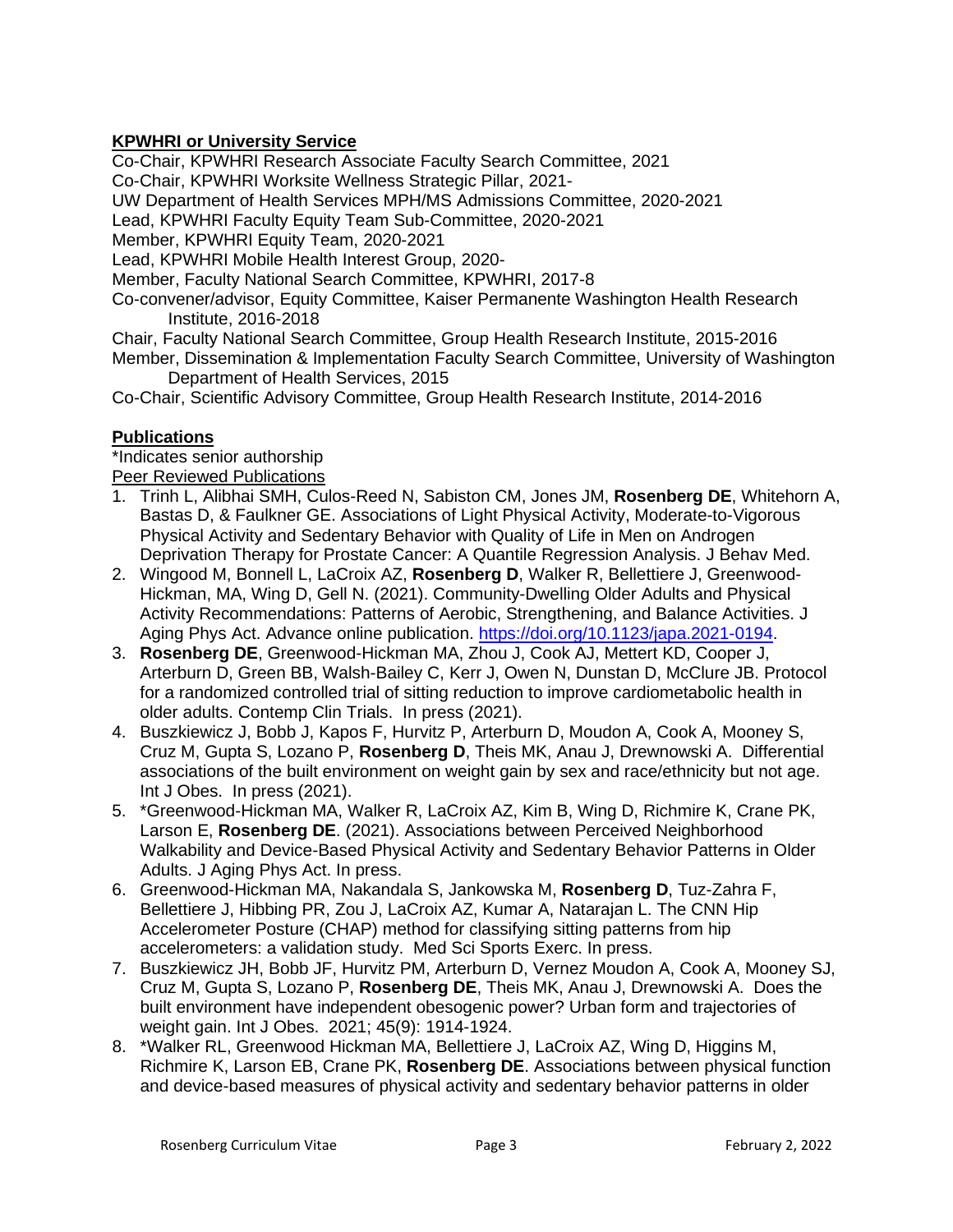**KPWHRI or University Service**

Co-Chair, KPWHRI Research Associate Faculty Search Committee, 2021

Co-Chair, KPWHRI Worksite Wellness Strategic Pillar, 2021-

UW Department of Health Services MPH/MS Admissions Committee, 2020-2021

Lead, KPWHRI Faculty Equity Team Sub-Committee, 2020-2021

Member, KPWHRI Equity Team, 2020-2021

Lead, KPWHRI Mobile Health Interest Group, 2020-

Member, Faculty National Search Committee, KPWHRI, 2017-8

Co-convener/advisor, Equity Committee, Kaiser Permanente Washington Health Research Institute, 2016-2018

Chair, Faculty National Search Committee, Group Health Research Institute, 2015-2016

Member, Dissemination & Implementation Faculty Search Committee, University of Washington Department of Health Services, 2015

Co-Chair, Scientific Advisory Committee, Group Health Research Institute, 2014-2016

**Publications**

*Indicates senior authorship

Peer Reviewed Publications

1. Trinh L, Alibhai SMH, Culos-Reed N, Sabiston CM, Jones JM, **Rosenberg DE**, Whitehorn A, Bastas D, & Faulkner GE. Associations of Light Physical Activity, Moderate-to-Vigorous Physical Activity and Sedentary Behavior with Quality of Life in Men on Androgen Deprivation Therapy for Prostate Cancer: A Quantile Regression Analysis. J Behav Med.
2. Wingood M, Bonnell L, LaCroix AZ, **Rosenberg D**, Walker R, Bellettiere J, Greenwood-Hickman, MA, Wing D, Gell N. (2021). Community-Dwelling Older Adults and Physical Activity Recommendations: Patterns of Aerobic, Strengthening, and Balance Activities. J Aging Phys Act. Advance online publication. https://doi.org/10.1123/japa.2021-0194.
3. **Rosenberg DE**, Greenwood-Hickman MA, Zhou J, Cook AJ, Mettert KD, Cooper J, Arterburn D, Green BB, Walsh-Bailey C, Kerr J, Owen N, Dunstan D, McClure JB. Protocol for a randomized controlled trial of sitting reduction to improve cardiometabolic health in older adults. Contemp Clin Trials. In press (2021).
4. Buszkiewicz J, Bobb J, Kapos F, Hurvitz P, Arterburn D, Moudon A, Cook A, Mooney S, Cruz M, Gupta S, Lozano P, **Rosenberg D**, Theis MK, Anau J, Drewnowski A. Differential associations of the built environment on weight gain by sex and race/ethnicity but not age. Int J Obes. In press (2021).
5. *Greenwood-Hickman MA, Walker R, LaCroix AZ, Kim B, Wing D, Richmire K, Crane PK, Larson E, **Rosenberg DE**. (2021). Associations between Perceived Neighborhood Walkability and Device-Based Physical Activity and Sedentary Behavior Patterns in Older Adults. J Aging Phys Act. In press.
6. Greenwood-Hickman MA, Nakandala S, Jankowska M, **Rosenberg D**, Tuz-Zahra F, Bellettiere J, Hibbing PR, Zou J, LaCroix AZ, Kumar A, Natarajan L. The CNN Hip Accelerometer Posture (CHAP) method for classifying sitting patterns from hip accelerometers: a validation study. Med Sci Sports Exerc. In press.
7. Buszkiewicz JH, Bobb JF, Hurvitz PM, Arterburn D, Vernez Moudon A, Cook A, Mooney SJ, Cruz M, Gupta S, Lozano P, **Rosenberg DE**, Theis MK, Anau J, Drewnowski A. Does the built environment have independent obesogenic power? Urban form and trajectories of weight gain. Int J Obes. 2021; 45(9): 1914-1924.
8. *Walker RL, Greenwood Hickman MA, Bellettiere J, LaCroix AZ, Wing D, Higgins M, Richmire K, Larson EB, Crane PK, **Rosenberg DE**. Associations between physical function and device-based measures of physical activity and sedentary behavior patterns in older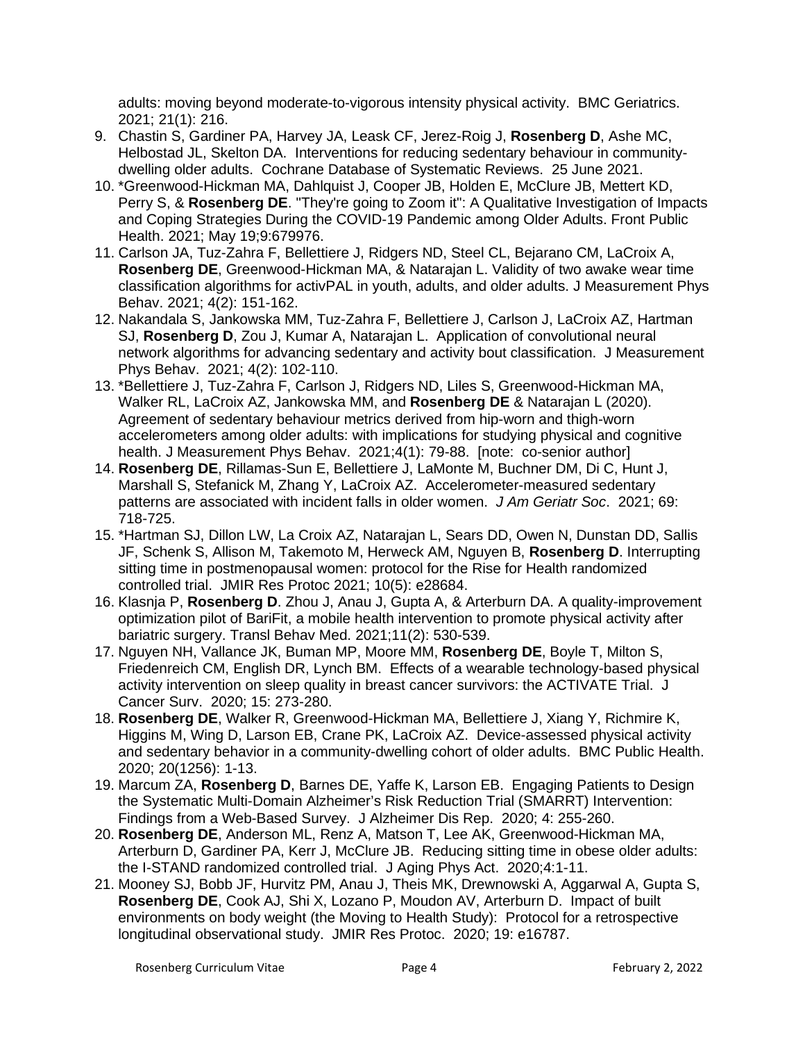adults: moving beyond moderate-to-vigorous intensity physical activity. BMC Geriatrics. 2021; 21(1): 216.

9. Chastin S, Gardiner PA, Harvey JA, Leask CF, Jerez-Roig J, **Rosenberg D**, Ashe MC, Helbostad JL, Skelton DA. Interventions for reducing sedentary behaviour in community-dwelling older adults. Cochrane Database of Systematic Reviews. 25 June 2021.
10. *Greenwood-Hickman MA, Dahlquist J, Cooper JB, Holden E, McClure JB, Mettert KD, Perry S, & **Rosenberg DE**. "They're going to Zoom it": A Qualitative Investigation of Impacts and Coping Strategies During the COVID-19 Pandemic among Older Adults. Front Public Health. 2021; May 19;9:679976.
11. Carlson JA, Tuz-Zahra F, Bellettiere J, Ridgers ND, Steel CL, Bejarano CM, LaCroix A, **Rosenberg DE**, Greenwood-Hickman MA, & Natarajan L. Validity of two awake wear time classification algorithms for activPAL in youth, adults, and older adults. J Measurement Phys Behav. 2021; 4(2): 151-162.
12. Nakandala S, Jankowska MM, Tuz-Zahra F, Bellettiere J, Carlson J, LaCroix AZ, Hartman SJ, **Rosenberg D**, Zou J, Kumar A, Natarajan L. Application of convolutional neural network algorithms for advancing sedentary and activity bout classification. J Measurement Phys Behav. 2021; 4(2): 102-110.
13. *Bellettiere J, Tuz-Zahra F, Carlson J, Ridgers ND, Liles S, Greenwood-Hickman MA, Walker RL, LaCroix AZ, Jankowska MM, and **Rosenberg DE** & Natarajan L (2020). Agreement of sedentary behaviour metrics derived from hip-worn and thigh-worn accelerometers among older adults: with implications for studying physical and cognitive health. J Measurement Phys Behav. 2021;4(1): 79-88. [note: co-senior author]
14. **Rosenberg DE**, Rillamas-Sun E, Bellettiere J, LaMonte M, Buchner DM, Di C, Hunt J, Marshall S, Stefanick M, Zhang Y, LaCroix AZ. Accelerometer-measured sedentary patterns are associated with incident falls in older women. *J Am Geriatr Soc*. 2021; 69: 718-725.
15. *Hartman SJ, Dillon LW, La Croix AZ, Natarajan L, Sears DD, Owen N, Dunstan DD, Sallis JF, Schenk S, Allison M, Takemoto M, Herweck AM, Nguyen B, **Rosenberg D**. Interrupting sitting time in postmenopausal women: protocol for the Rise for Health randomized controlled trial. JMIR Res Protoc 2021; 10(5): e28684.
16. Klasnja P, **Rosenberg D**. Zhou J, Anau J, Gupta A, & Arterburn DA. A quality-improvement optimization pilot of BariFit, a mobile health intervention to promote physical activity after bariatric surgery. Transl Behav Med. 2021;11(2): 530-539.
17. Nguyen NH, Vallance JK, Buman MP, Moore MM, **Rosenberg DE**, Boyle T, Milton S, Friedenreich CM, English DR, Lynch BM. Effects of a wearable technology-based physical activity intervention on sleep quality in breast cancer survivors: the ACTIVATE Trial. J Cancer Surv. 2020; 15: 273-280.
18. **Rosenberg DE**, Walker R, Greenwood-Hickman MA, Bellettiere J, Xiang Y, Richmire K, Higgins M, Wing D, Larson EB, Crane PK, LaCroix AZ. Device-assessed physical activity and sedentary behavior in a community-dwelling cohort of older adults. BMC Public Health. 2020; 20(1256): 1-13.
19. Marcum ZA, **Rosenberg D**, Barnes DE, Yaffe K, Larson EB. Engaging Patients to Design the Systematic Multi-Domain Alzheimer's Risk Reduction Trial (SMARRT) Intervention: Findings from a Web-Based Survey. J Alzheimer Dis Rep. 2020; 4: 255-260.
20. **Rosenberg DE**, Anderson ML, Renz A, Matson T, Lee AK, Greenwood-Hickman MA, Arterburn D, Gardiner PA, Kerr J, McClure JB. Reducing sitting time in obese older adults: the I-STAND randomized controlled trial. J Aging Phys Act. 2020;4:1-11.
21. Mooney SJ, Bobb JF, Hurvitz PM, Anau J, Theis MK, Drewnowski A, Aggarwal A, Gupta S, **Rosenberg DE**, Cook AJ, Shi X, Lozano P, Moudon AV, Arterburn D. Impact of built environments on body weight (the Moving to Health Study): Protocol for a retrospective longitudinal observational study. JMIR Res Protoc. 2020; 19: e16787.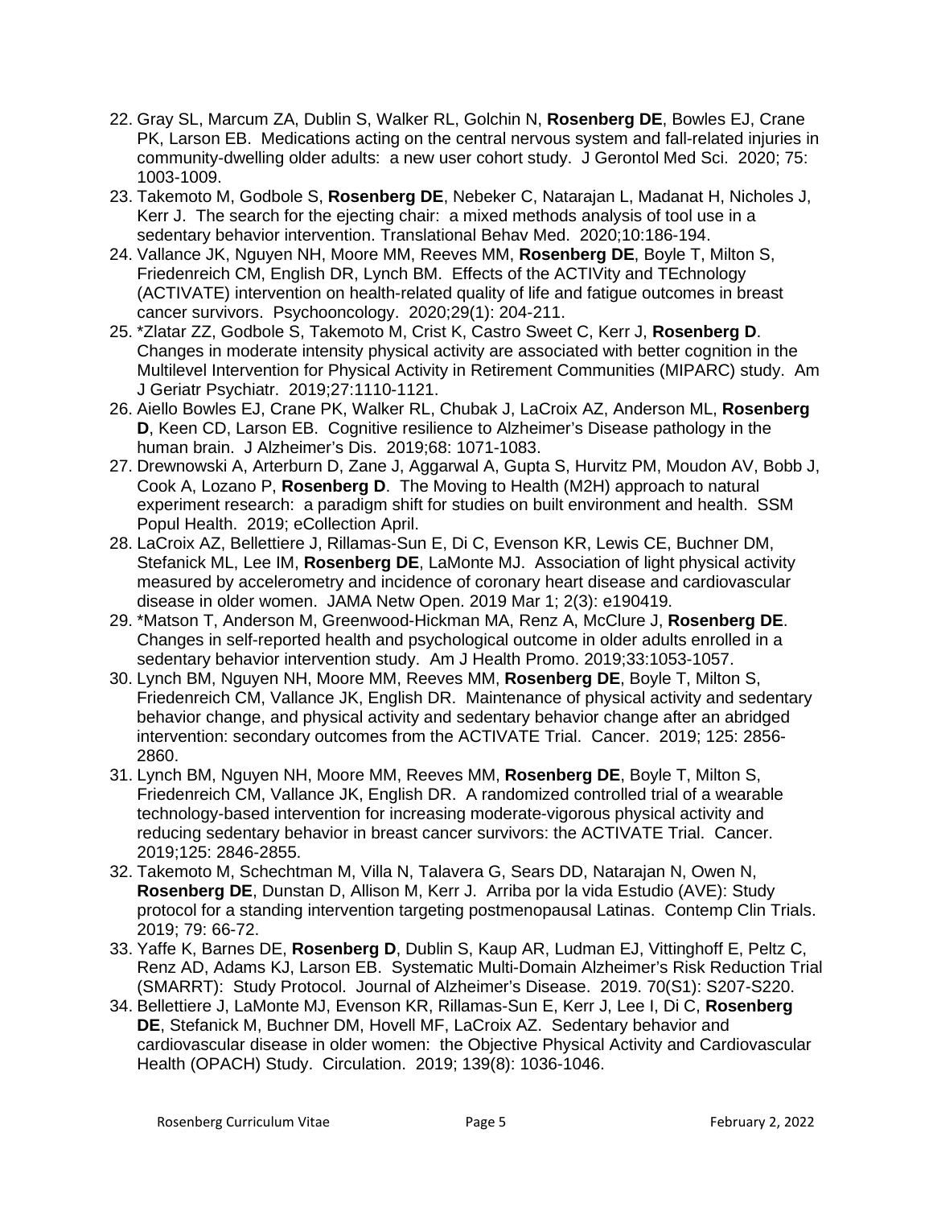22. Gray SL, Marcum ZA, Dublin S, Walker RL, Golchin N, **Rosenberg DE**, Bowles EJ, Crane PK, Larson EB. Medications acting on the central nervous system and fall-related injuries in community-dwelling older adults: a new user cohort study. J Gerontol Med Sci. 2020; 75: 1003-1009.
23. Takemoto M, Godbole S, **Rosenberg DE**, Nebeker C, Natarajan L, Madanat H, Nicholes J, Kerr J. The search for the ejecting chair: a mixed methods analysis of tool use in a sedentary behavior intervention. Translational Behav Med. 2020;10:186-194.
24. Vallance JK, Nguyen NH, Moore MM, Reeves MM, **Rosenberg DE**, Boyle T, Milton S, Friedenreich CM, English DR, Lynch BM. Effects of the ACTIVity and TEchnology (ACTIVATE) intervention on health-related quality of life and fatigue outcomes in breast cancer survivors. Psychooncology. 2020;29(1): 204-211.
25. *Zlatar ZZ, Godbole S, Takemoto M, Crist K, Castro Sweet C, Kerr J, **Rosenberg D**. Changes in moderate intensity physical activity are associated with better cognition in the Multilevel Intervention for Physical Activity in Retirement Communities (MIPARC) study. Am J Geriatr Psychiatr. 2019;27:1110-1121.
26. Aiello Bowles EJ, Crane PK, Walker RL, Chubak J, LaCroix AZ, Anderson ML, **Rosenberg D**, Keen CD, Larson EB. Cognitive resilience to Alzheimer's Disease pathology in the human brain. J Alzheimer's Dis. 2019;68: 1071-1083.
27. Drewnowski A, Arterburn D, Zane J, Aggarwal A, Gupta S, Hurvitz PM, Moudon AV, Bobb J, Cook A, Lozano P, **Rosenberg D**. The Moving to Health (M2H) approach to natural experiment research: a paradigm shift for studies on built environment and health. SSM Popul Health. 2019; eCollection April.
28. LaCroix AZ, Bellettiere J, Rillamas-Sun E, Di C, Evenson KR, Lewis CE, Buchner DM, Stefanick ML, Lee IM, **Rosenberg DE**, LaMonte MJ. Association of light physical activity measured by accelerometry and incidence of coronary heart disease and cardiovascular disease in older women. JAMA Netw Open. 2019 Mar 1; 2(3): e190419.
29. *Matson T, Anderson M, Greenwood-Hickman MA, Renz A, McClure J, **Rosenberg DE**. Changes in self-reported health and psychological outcome in older adults enrolled in a sedentary behavior intervention study. Am J Health Promo. 2019;33:1053-1057.
30. Lynch BM, Nguyen NH, Moore MM, Reeves MM, **Rosenberg DE**, Boyle T, Milton S, Friedenreich CM, Vallance JK, English DR. Maintenance of physical activity and sedentary behavior change, and physical activity and sedentary behavior change after an abridged intervention: secondary outcomes from the ACTIVATE Trial. Cancer. 2019; 125: 2856-2860.
31. Lynch BM, Nguyen NH, Moore MM, Reeves MM, **Rosenberg DE**, Boyle T, Milton S, Friedenreich CM, Vallance JK, English DR. A randomized controlled trial of a wearable technology-based intervention for increasing moderate-vigorous physical activity and reducing sedentary behavior in breast cancer survivors: the ACTIVATE Trial. Cancer. 2019;125: 2846-2855.
32. Takemoto M, Schechtman M, Villa N, Talavera G, Sears DD, Natarajan N, Owen N, **Rosenberg DE**, Dunstan D, Allison M, Kerr J. Arriba por la vida Estudio (AVE): Study protocol for a standing intervention targeting postmenopausal Latinas. Contemp Clin Trials. 2019; 79: 66-72.
33. Yaffe K, Barnes DE, **Rosenberg D**, Dublin S, Kaup AR, Ludman EJ, Vittinghoff E, Peltz C, Renz AD, Adams KJ, Larson EB. Systematic Multi-Domain Alzheimer's Risk Reduction Trial (SMARRT): Study Protocol. Journal of Alzheimer's Disease. 2019. 70(S1): S207-S220.
34. Bellettiere J, LaMonte MJ, Evenson KR, Rillamas-Sun E, Kerr J, Lee I, Di C, **Rosenberg DE**, Stefanick M, Buchner DM, Hovell MF, LaCroix AZ. Sedentary behavior and cardiovascular disease in older women: the Objective Physical Activity and Cardiovascular Health (OPACH) Study. Circulation. 2019; 139(8): 1036-1046.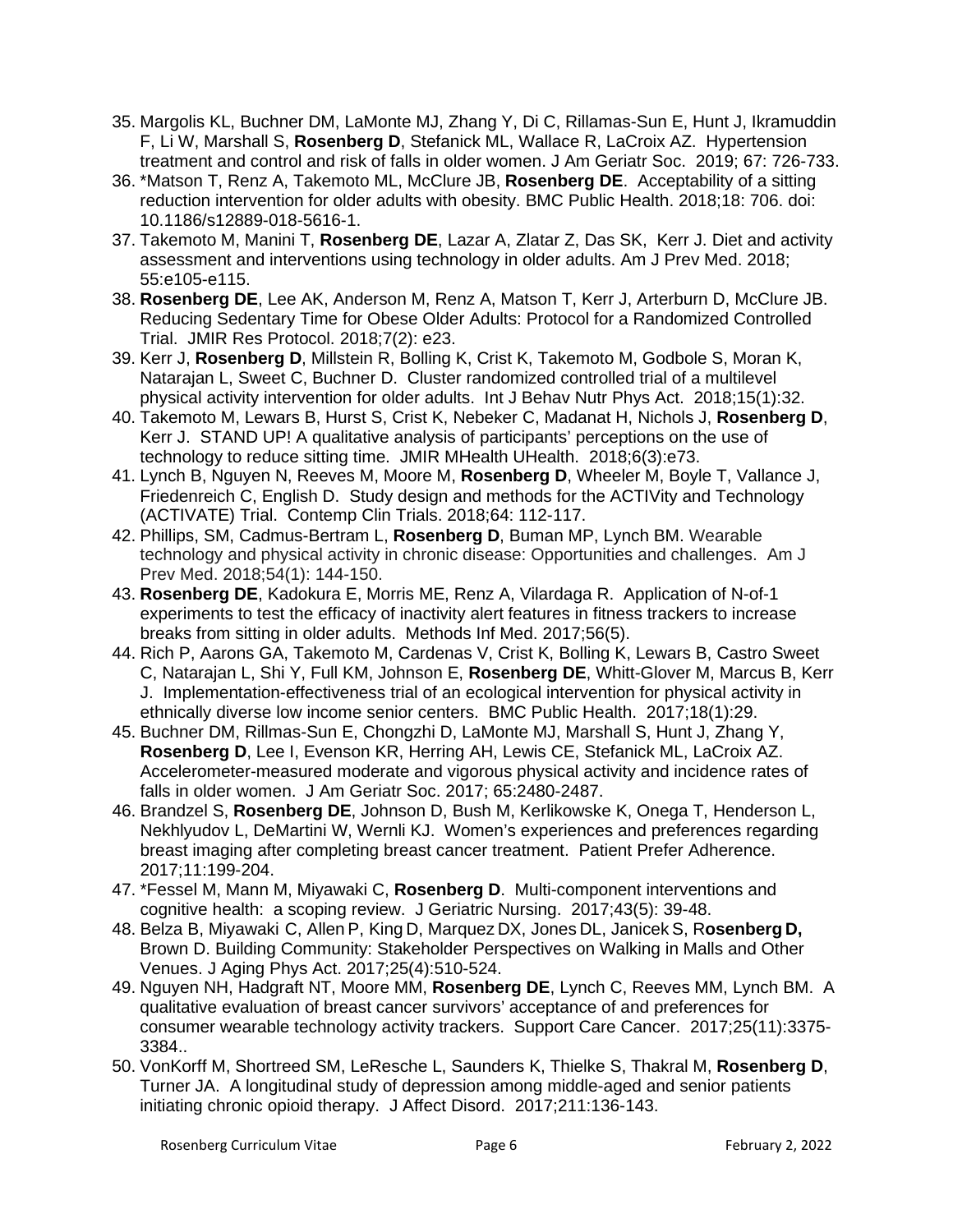35. Margolis KL, Buchner DM, LaMonte MJ, Zhang Y, Di C, Rillamas-Sun E, Hunt J, Ikramuddin F, Li W, Marshall S, **Rosenberg D**, Stefanick ML, Wallace R, LaCroix AZ. Hypertension treatment and control and risk of falls in older women. J Am Geriatr Soc. 2019; 67: 726-733.
36. *Matson T, Renz A, Takemoto ML, McClure JB, **Rosenberg DE**. Acceptability of a sitting reduction intervention for older adults with obesity. BMC Public Health. 2018;18: 706. doi: 10.1186/s12889-018-5616-1.
37. Takemoto M, Manini T, **Rosenberg DE**, Lazar A, Zlatar Z, Das SK, Kerr J. Diet and activity assessment and interventions using technology in older adults. Am J Prev Med. 2018; 55:e105-e115.
38. **Rosenberg DE**, Lee AK, Anderson M, Renz A, Matson T, Kerr J, Arterburn D, McClure JB. Reducing Sedentary Time for Obese Older Adults: Protocol for a Randomized Controlled Trial. JMIR Res Protocol. 2018;7(2): e23.
39. Kerr J, **Rosenberg D**, Millstein R, Bolling K, Crist K, Takemoto M, Godbole S, Moran K, Natarajan L, Sweet C, Buchner D. Cluster randomized controlled trial of a multilevel physical activity intervention for older adults. Int J Behav Nutr Phys Act. 2018;15(1):32.
40. Takemoto M, Lewars B, Hurst S, Crist K, Nebeker C, Madanat H, Nichols J, **Rosenberg D**, Kerr J. STAND UP! A qualitative analysis of participants' perceptions on the use of technology to reduce sitting time. JMIR MHealth UHealth. 2018;6(3):e73.
41. Lynch B, Nguyen N, Reeves M, Moore M, **Rosenberg D**, Wheeler M, Boyle T, Vallance J, Friedenreich C, English D. Study design and methods for the ACTIVity and Technology (ACTIVATE) Trial. Contemp Clin Trials. 2018;64: 112-117.
42. Phillips, SM, Cadmus-Bertram L, **Rosenberg D**, Buman MP, Lynch BM. Wearable technology and physical activity in chronic disease: Opportunities and challenges. Am J Prev Med. 2018;54(1): 144-150.
43. **Rosenberg DE**, Kadokura E, Morris ME, Renz A, Vilardaga R. Application of N-of-1 experiments to test the efficacy of inactivity alert features in fitness trackers to increase breaks from sitting in older adults. Methods Inf Med. 2017;56(5).
44. Rich P, Aarons GA, Takemoto M, Cardenas V, Crist K, Bolling K, Lewars B, Castro Sweet C, Natarajan L, Shi Y, Full KM, Johnson E, **Rosenberg DE**, Whitt-Glover M, Marcus B, Kerr J. Implementation-effectiveness trial of an ecological intervention for physical activity in ethnically diverse low income senior centers. BMC Public Health. 2017;18(1):29.
45. Buchner DM, Rillmas-Sun E, Chongzhi D, LaMonte MJ, Marshall S, Hunt J, Zhang Y, **Rosenberg D**, Lee I, Evenson KR, Herring AH, Lewis CE, Stefanick ML, LaCroix AZ. Accelerometer-measured moderate and vigorous physical activity and incidence rates of falls in older women. J Am Geriatr Soc. 2017; 65:2480-2487.
46. Brandzel S, **Rosenberg DE**, Johnson D, Bush M, Kerlikowske K, Onega T, Henderson L, Nekhlyudov L, DeMartini W, Wernli KJ. Women's experiences and preferences regarding breast imaging after completing breast cancer treatment. Patient Prefer Adherence. 2017;11:199-204.
47. *Fessel M, Mann M, Miyawaki C, **Rosenberg D**. Multi-component interventions and cognitive health: a scoping review. J Geriatric Nursing. 2017;43(5): 39-48.
48. Belza B, Miyawaki C, Allen P, King D, Marquez DX, Jones DL, Janicek S, R**osenberg D,** Brown D. Building Community: Stakeholder Perspectives on Walking in Malls and Other Venues. J Aging Phys Act. 2017;25(4):510-524.
49. Nguyen NH, Hadgraft NT, Moore MM, **Rosenberg DE**, Lynch C, Reeves MM, Lynch BM. A qualitative evaluation of breast cancer survivors' acceptance of and preferences for consumer wearable technology activity trackers. Support Care Cancer. 2017;25(11):3375-3384..
50. VonKorff M, Shortreed SM, LeResche L, Saunders K, Thielke S, Thakral M, **Rosenberg D**, Turner JA. A longitudinal study of depression among middle-aged and senior patients initiating chronic opioid therapy. J Affect Disord. 2017;211:136-143.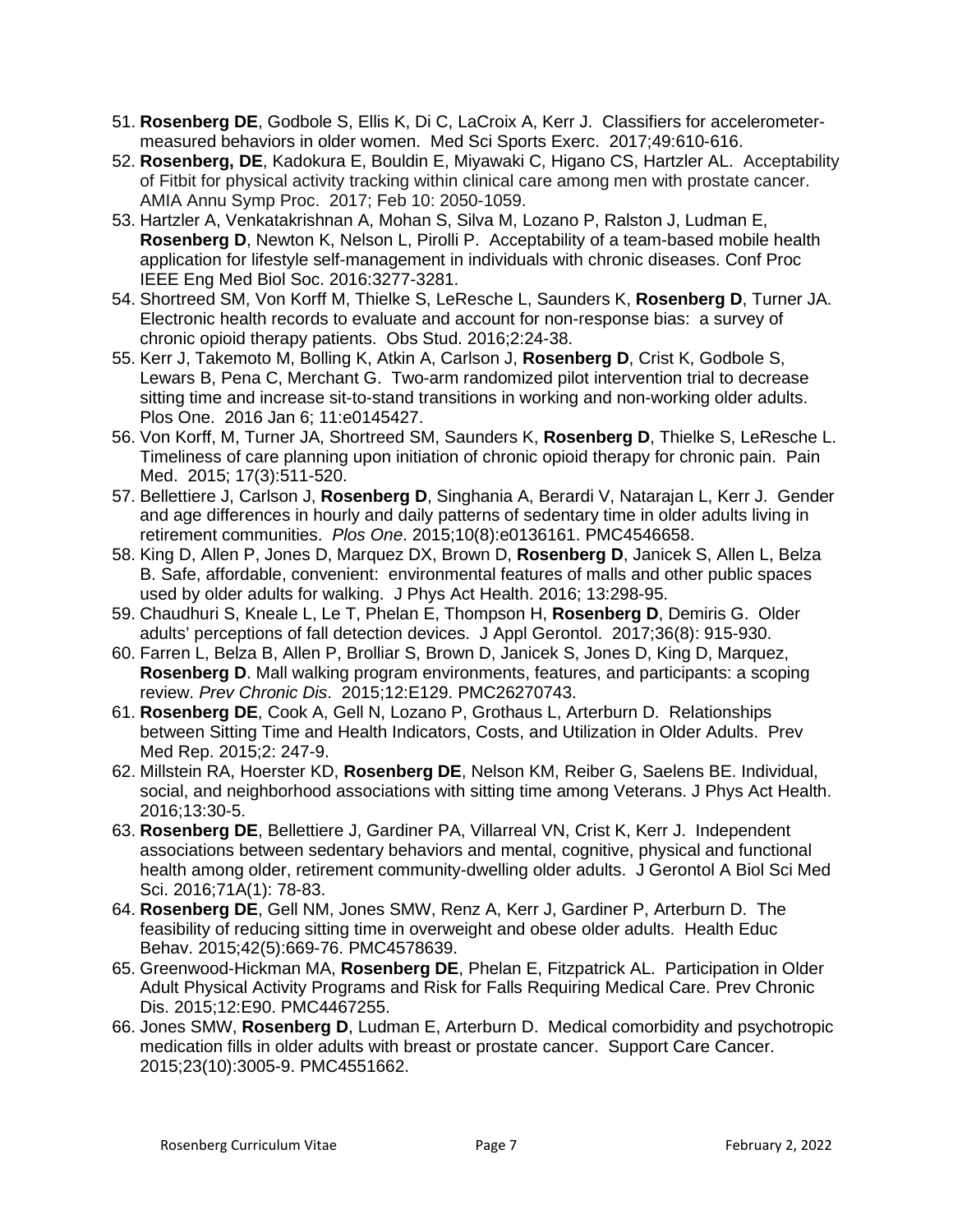51. **Rosenberg DE**, Godbole S, Ellis K, Di C, LaCroix A, Kerr J. Classifiers for accelerometer-measured behaviors in older women. Med Sci Sports Exerc. 2017;49:610-616.
52. **Rosenberg, DE**, Kadokura E, Bouldin E, Miyawaki C, Higano CS, Hartzler AL. Acceptability of Fitbit for physical activity tracking within clinical care among men with prostate cancer. AMIA Annu Symp Proc. 2017; Feb 10: 2050-1059.
53. Hartzler A, Venkatakrishnan A, Mohan S, Silva M, Lozano P, Ralston J, Ludman E, **Rosenberg D**, Newton K, Nelson L, Pirolli P. Acceptability of a team-based mobile health application for lifestyle self-management in individuals with chronic diseases. Conf Proc IEEE Eng Med Biol Soc. 2016:3277-3281.
54. Shortreed SM, Von Korff M, Thielke S, LeResche L, Saunders K, **Rosenberg D**, Turner JA. Electronic health records to evaluate and account for non-response bias: a survey of chronic opioid therapy patients. Obs Stud. 2016;2:24-38.
55. Kerr J, Takemoto M, Bolling K, Atkin A, Carlson J, **Rosenberg D**, Crist K, Godbole S, Lewars B, Pena C, Merchant G. Two-arm randomized pilot intervention trial to decrease sitting time and increase sit-to-stand transitions in working and non-working older adults. Plos One. 2016 Jan 6; 11:e0145427.
56. Von Korff, M, Turner JA, Shortreed SM, Saunders K, **Rosenberg D**, Thielke S, LeResche L. Timeliness of care planning upon initiation of chronic opioid therapy for chronic pain. Pain Med. 2015; 17(3):511-520.
57. Bellettiere J, Carlson J, **Rosenberg D**, Singhania A, Berardi V, Natarajan L, Kerr J. Gender and age differences in hourly and daily patterns of sedentary time in older adults living in retirement communities. *Plos One*. 2015;10(8):e0136161. PMC4546658.
58. King D, Allen P, Jones D, Marquez DX, Brown D, **Rosenberg D**, Janicek S, Allen L, Belza B. Safe, affordable, convenient: environmental features of malls and other public spaces used by older adults for walking. J Phys Act Health. 2016; 13:298-95.
59. Chaudhuri S, Kneale L, Le T, Phelan E, Thompson H, **Rosenberg D**, Demiris G. Older adults' perceptions of fall detection devices. J Appl Gerontol. 2017;36(8): 915-930.
60. Farren L, Belza B, Allen P, Brolliar S, Brown D, Janicek S, Jones D, King D, Marquez, **Rosenberg D**. Mall walking program environments, features, and participants: a scoping review. *Prev Chronic Dis*. 2015;12:E129. PMC26270743.
61. **Rosenberg DE**, Cook A, Gell N, Lozano P, Grothaus L, Arterburn D. Relationships between Sitting Time and Health Indicators, Costs, and Utilization in Older Adults. Prev Med Rep. 2015;2: 247-9.
62. Millstein RA, Hoerster KD, **Rosenberg DE**, Nelson KM, Reiber G, Saelens BE. Individual, social, and neighborhood associations with sitting time among Veterans. J Phys Act Health. 2016;13:30-5.
63. **Rosenberg DE**, Bellettiere J, Gardiner PA, Villarreal VN, Crist K, Kerr J. Independent associations between sedentary behaviors and mental, cognitive, physical and functional health among older, retirement community-dwelling older adults. J Gerontol A Biol Sci Med Sci. 2016;71A(1): 78-83.
64. **Rosenberg DE**, Gell NM, Jones SMW, Renz A, Kerr J, Gardiner P, Arterburn D. The feasibility of reducing sitting time in overweight and obese older adults. Health Educ Behav. 2015;42(5):669-76. PMC4578639.
65. Greenwood-Hickman MA, **Rosenberg DE**, Phelan E, Fitzpatrick AL. Participation in Older Adult Physical Activity Programs and Risk for Falls Requiring Medical Care. Prev Chronic Dis. 2015;12:E90. PMC4467255.
66. Jones SMW, **Rosenberg D**, Ludman E, Arterburn D. Medical comorbidity and psychotropic medication fills in older adults with breast or prostate cancer. Support Care Cancer. 2015;23(10):3005-9. PMC4551662.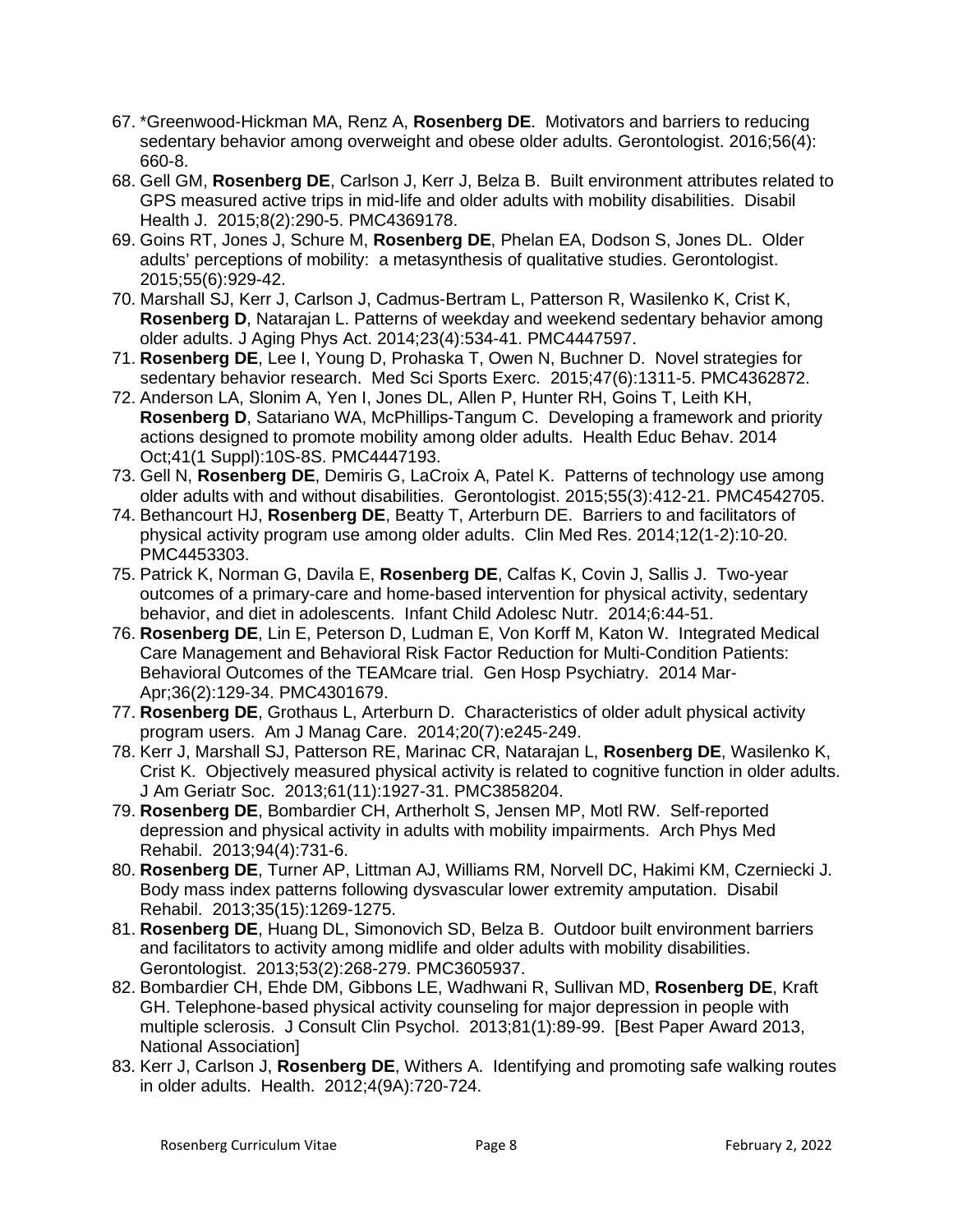67. *Greenwood-Hickman MA, Renz A, **Rosenberg DE**. Motivators and barriers to reducing sedentary behavior among overweight and obese older adults. Gerontologist. 2016;56(4): 660-8.
68. Gell GM, **Rosenberg DE**, Carlson J, Kerr J, Belza B. Built environment attributes related to GPS measured active trips in mid-life and older adults with mobility disabilities. Disabil Health J. 2015;8(2):290-5. PMC4369178.
69. Goins RT, Jones J, Schure M, **Rosenberg DE**, Phelan EA, Dodson S, Jones DL. Older adults' perceptions of mobility: a metasynthesis of qualitative studies. Gerontologist. 2015;55(6):929-42.
70. Marshall SJ, Kerr J, Carlson J, Cadmus-Bertram L, Patterson R, Wasilenko K, Crist K, **Rosenberg D**, Natarajan L. Patterns of weekday and weekend sedentary behavior among older adults. J Aging Phys Act. 2014;23(4):534-41. PMC4447597.
71. **Rosenberg DE**, Lee I, Young D, Prohaska T, Owen N, Buchner D. Novel strategies for sedentary behavior research. Med Sci Sports Exerc. 2015;47(6):1311-5. PMC4362872.
72. Anderson LA, Slonim A, Yen I, Jones DL, Allen P, Hunter RH, Goins T, Leith KH, **Rosenberg D**, Satariano WA, McPhillips-Tangum C. Developing a framework and priority actions designed to promote mobility among older adults. Health Educ Behav. 2014 Oct;41(1 Suppl):10S-8S. PMC4447193.
73. Gell N, **Rosenberg DE**, Demiris G, LaCroix A, Patel K. Patterns of technology use among older adults with and without disabilities. Gerontologist. 2015;55(3):412-21. PMC4542705.
74. Bethancourt HJ, **Rosenberg DE**, Beatty T, Arterburn DE. Barriers to and facilitators of physical activity program use among older adults. Clin Med Res. 2014;12(1-2):10-20. PMC4453303.
75. Patrick K, Norman G, Davila E, **Rosenberg DE**, Calfas K, Covin J, Sallis J. Two-year outcomes of a primary-care and home-based intervention for physical activity, sedentary behavior, and diet in adolescents. Infant Child Adolesc Nutr. 2014;6:44-51.
76. **Rosenberg DE**, Lin E, Peterson D, Ludman E, Von Korff M, Katon W. Integrated Medical Care Management and Behavioral Risk Factor Reduction for Multi-Condition Patients: Behavioral Outcomes of the TEAMcare trial. Gen Hosp Psychiatry. 2014 Mar-Apr;36(2):129-34. PMC4301679.
77. **Rosenberg DE**, Grothaus L, Arterburn D. Characteristics of older adult physical activity program users. Am J Manag Care. 2014;20(7):e245-249.
78. Kerr J, Marshall SJ, Patterson RE, Marinac CR, Natarajan L, **Rosenberg DE**, Wasilenko K, Crist K. Objectively measured physical activity is related to cognitive function in older adults. J Am Geriatr Soc. 2013;61(11):1927-31. PMC3858204.
79. **Rosenberg DE**, Bombardier CH, Artherholt S, Jensen MP, Motl RW. Self-reported depression and physical activity in adults with mobility impairments. Arch Phys Med Rehabil. 2013;94(4):731-6.
80. **Rosenberg DE**, Turner AP, Littman AJ, Williams RM, Norvell DC, Hakimi KM, Czerniecki J. Body mass index patterns following dysvascular lower extremity amputation. Disabil Rehabil. 2013;35(15):1269-1275.
81. **Rosenberg DE**, Huang DL, Simonovich SD, Belza B. Outdoor built environment barriers and facilitators to activity among midlife and older adults with mobility disabilities. Gerontologist. 2013;53(2):268-279. PMC3605937.
82. Bombardier CH, Ehde DM, Gibbons LE, Wadhwani R, Sullivan MD, **Rosenberg DE**, Kraft GH. Telephone-based physical activity counseling for major depression in people with multiple sclerosis. J Consult Clin Psychol. 2013;81(1):89-99. [Best Paper Award 2013, National Association]
83. Kerr J, Carlson J, **Rosenberg DE**, Withers A. Identifying and promoting safe walking routes in older adults. Health. 2012;4(9A):720-724.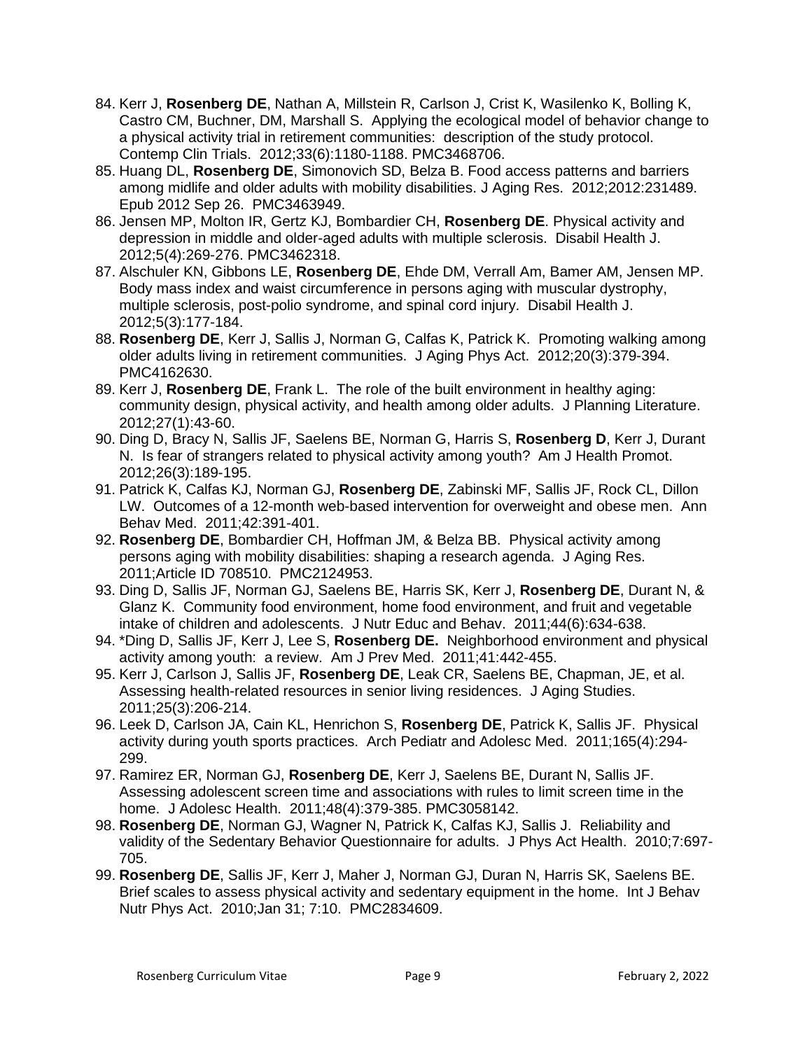84. Kerr J, **Rosenberg DE**, Nathan A, Millstein R, Carlson J, Crist K, Wasilenko K, Bolling K, Castro CM, Buchner, DM, Marshall S. Applying the ecological model of behavior change to a physical activity trial in retirement communities: description of the study protocol. Contemp Clin Trials. 2012;33(6):1180-1188. PMC3468706.
85. Huang DL, **Rosenberg DE**, Simonovich SD, Belza B. Food access patterns and barriers among midlife and older adults with mobility disabilities. J Aging Res. 2012;2012:231489. Epub 2012 Sep 26. PMC3463949.
86. Jensen MP, Molton IR, Gertz KJ, Bombardier CH, **Rosenberg DE**. Physical activity and depression in middle and older-aged adults with multiple sclerosis. Disabil Health J. 2012;5(4):269-276. PMC3462318.
87. Alschuler KN, Gibbons LE, **Rosenberg DE**, Ehde DM, Verrall Am, Bamer AM, Jensen MP. Body mass index and waist circumference in persons aging with muscular dystrophy, multiple sclerosis, post-polio syndrome, and spinal cord injury. Disabil Health J. 2012;5(3):177-184.
88. **Rosenberg DE**, Kerr J, Sallis J, Norman G, Calfas K, Patrick K. Promoting walking among older adults living in retirement communities. J Aging Phys Act. 2012;20(3):379-394. PMC4162630.
89. Kerr J, **Rosenberg DE**, Frank L. The role of the built environment in healthy aging: community design, physical activity, and health among older adults. J Planning Literature. 2012;27(1):43-60.
90. Ding D, Bracy N, Sallis JF, Saelens BE, Norman G, Harris S, **Rosenberg D**, Kerr J, Durant N. Is fear of strangers related to physical activity among youth? Am J Health Promot. 2012;26(3):189-195.
91. Patrick K, Calfas KJ, Norman GJ, **Rosenberg DE**, Zabinski MF, Sallis JF, Rock CL, Dillon LW. Outcomes of a 12-month web-based intervention for overweight and obese men. Ann Behav Med. 2011;42:391-401.
92. **Rosenberg DE**, Bombardier CH, Hoffman JM, & Belza BB. Physical activity among persons aging with mobility disabilities: shaping a research agenda. J Aging Res. 2011;Article ID 708510. PMC2124953.
93. Ding D, Sallis JF, Norman GJ, Saelens BE, Harris SK, Kerr J, **Rosenberg DE**, Durant N, & Glanz K. Community food environment, home food environment, and fruit and vegetable intake of children and adolescents. J Nutr Educ and Behav. 2011;44(6):634-638.
94. *Ding D, Sallis JF, Kerr J, Lee S, **Rosenberg DE.** Neighborhood environment and physical activity among youth: a review. Am J Prev Med. 2011;41:442-455.
95. Kerr J, Carlson J, Sallis JF, **Rosenberg DE**, Leak CR, Saelens BE, Chapman, JE, et al. Assessing health-related resources in senior living residences. J Aging Studies. 2011;25(3):206-214.
96. Leek D, Carlson JA, Cain KL, Henrichon S, **Rosenberg DE**, Patrick K, Sallis JF. Physical activity during youth sports practices. Arch Pediatr and Adolesc Med. 2011;165(4):294-299.
97. Ramirez ER, Norman GJ, **Rosenberg DE**, Kerr J, Saelens BE, Durant N, Sallis JF. Assessing adolescent screen time and associations with rules to limit screen time in the home. J Adolesc Health. 2011;48(4):379-385. PMC3058142.
98. **Rosenberg DE**, Norman GJ, Wagner N, Patrick K, Calfas KJ, Sallis J. Reliability and validity of the Sedentary Behavior Questionnaire for adults. J Phys Act Health. 2010;7:697-705.
99. **Rosenberg DE**, Sallis JF, Kerr J, Maher J, Norman GJ, Duran N, Harris SK, Saelens BE. Brief scales to assess physical activity and sedentary equipment in the home. Int J Behav Nutr Phys Act. 2010;Jan 31; 7:10. PMC2834609.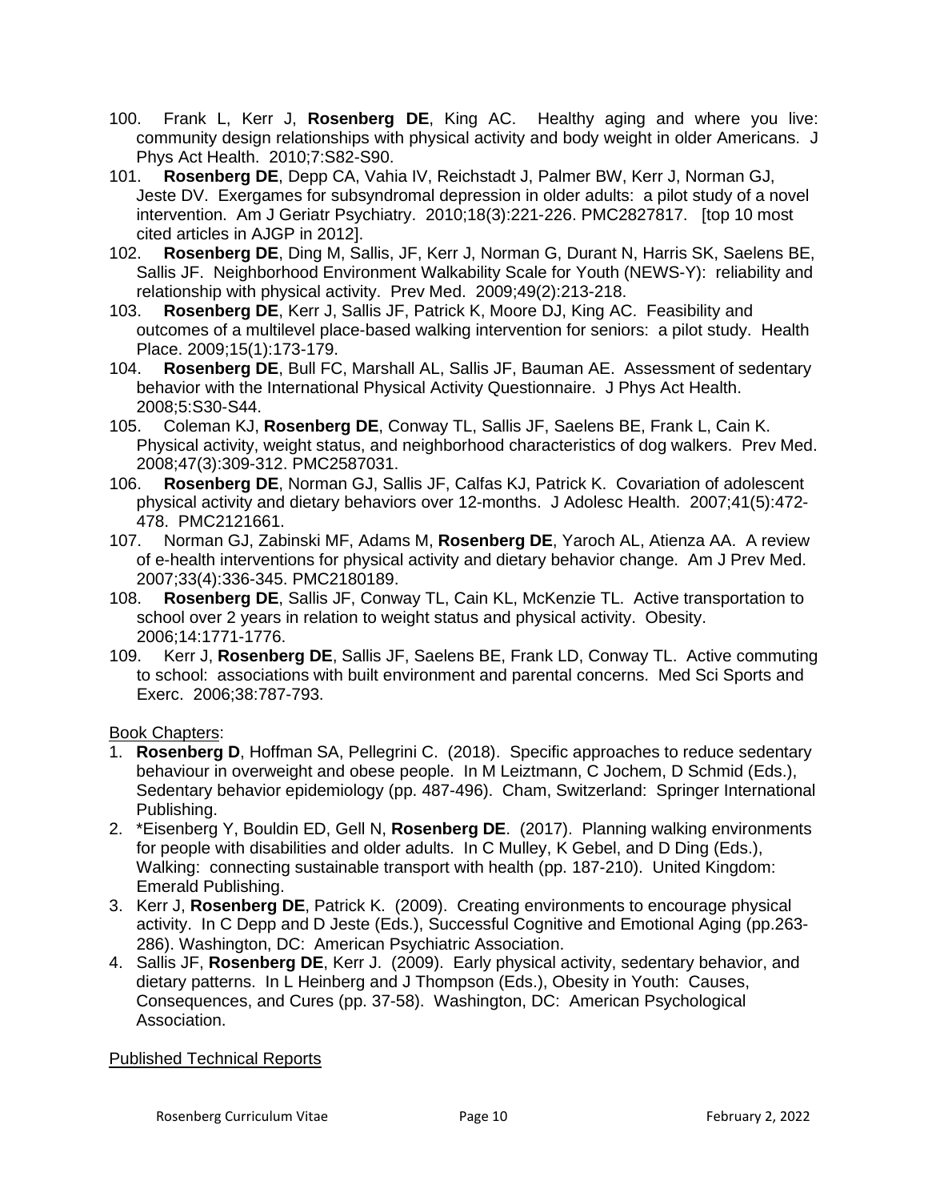100. Frank L, Kerr J, **Rosenberg DE**, King AC. Healthy aging and where you live: community design relationships with physical activity and body weight in older Americans. J Phys Act Health. 2010;7:S82-S90.
101. **Rosenberg DE**, Depp CA, Vahia IV, Reichstadt J, Palmer BW, Kerr J, Norman GJ, Jeste DV. Exergames for subsyndromal depression in older adults: a pilot study of a novel intervention. Am J Geriatr Psychiatry. 2010;18(3):221-226. PMC2827817. [top 10 most cited articles in AJGP in 2012].
102. **Rosenberg DE**, Ding M, Sallis, JF, Kerr J, Norman G, Durant N, Harris SK, Saelens BE, Sallis JF. Neighborhood Environment Walkability Scale for Youth (NEWS-Y): reliability and relationship with physical activity. Prev Med. 2009;49(2):213-218.
103. **Rosenberg DE**, Kerr J, Sallis JF, Patrick K, Moore DJ, King AC. Feasibility and outcomes of a multilevel place-based walking intervention for seniors: a pilot study. Health Place. 2009;15(1):173-179.
104. **Rosenberg DE**, Bull FC, Marshall AL, Sallis JF, Bauman AE. Assessment of sedentary behavior with the International Physical Activity Questionnaire. J Phys Act Health. 2008;5:S30-S44.
105. Coleman KJ, **Rosenberg DE**, Conway TL, Sallis JF, Saelens BE, Frank L, Cain K. Physical activity, weight status, and neighborhood characteristics of dog walkers. Prev Med. 2008;47(3):309-312. PMC2587031.
106. **Rosenberg DE**, Norman GJ, Sallis JF, Calfas KJ, Patrick K. Covariation of adolescent physical activity and dietary behaviors over 12-months. J Adolesc Health. 2007;41(5):472-478. PMC2121661.
107. Norman GJ, Zabinski MF, Adams M, **Rosenberg DE**, Yaroch AL, Atienza AA. A review of e-health interventions for physical activity and dietary behavior change. Am J Prev Med. 2007;33(4):336-345. PMC2180189.
108. **Rosenberg DE**, Sallis JF, Conway TL, Cain KL, McKenzie TL. Active transportation to school over 2 years in relation to weight status and physical activity. Obesity. 2006;14:1771-1776.
109. Kerr J, **Rosenberg DE**, Sallis JF, Saelens BE, Frank LD, Conway TL. Active commuting to school: associations with built environment and parental concerns. Med Sci Sports and Exerc. 2006;38:787-793.

Book Chapters:

1. **Rosenberg D**, Hoffman SA, Pellegrini C. (2018). Specific approaches to reduce sedentary behaviour in overweight and obese people. In M Leiztmann, C Jochem, D Schmid (Eds.), Sedentary behavior epidemiology (pp. 487-496). Cham, Switzerland: Springer International Publishing.
2. *Eisenberg Y, Bouldin ED, Gell N, **Rosenberg DE**. (2017). Planning walking environments for people with disabilities and older adults. In C Mulley, K Gebel, and D Ding (Eds.), Walking: connecting sustainable transport with health (pp. 187-210). United Kingdom: Emerald Publishing.
3. Kerr J, **Rosenberg DE**, Patrick K. (2009). Creating environments to encourage physical activity. In C Depp and D Jeste (Eds.), Successful Cognitive and Emotional Aging (pp.263-286). Washington, DC: American Psychiatric Association.
4. Sallis JF, **Rosenberg DE**, Kerr J. (2009). Early physical activity, sedentary behavior, and dietary patterns. In L Heinberg and J Thompson (Eds.), Obesity in Youth: Causes, Consequences, and Cures (pp. 37-58). Washington, DC: American Psychological Association.

Published Technical Reports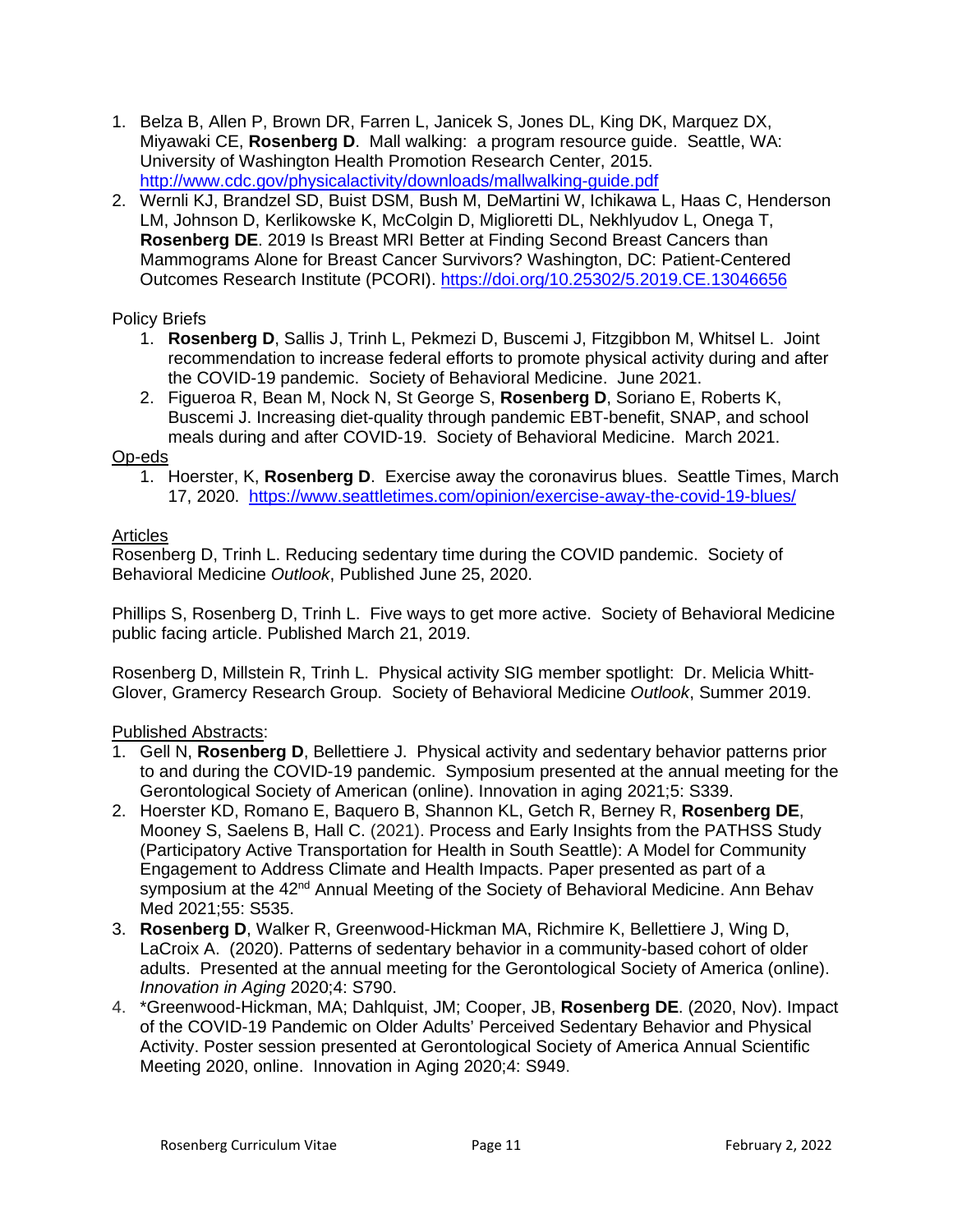1. Belza B, Allen P, Brown DR, Farren L, Janicek S, Jones DL, King DK, Marquez DX, Miyawaki CE, **Rosenberg D**. Mall walking: a program resource guide. Seattle, WA: University of Washington Health Promotion Research Center, 2015. http://www.cdc.gov/physicalactivity/downloads/mallwalking-guide.pdf
2. Wernli KJ, Brandzel SD, Buist DSM, Bush M, DeMartini W, Ichikawa L, Haas C, Henderson LM, Johnson D, Kerlikowske K, McColgin D, Miglioretti DL, Nekhlyudov L, Onega T, **Rosenberg DE**. 2019 Is Breast MRI Better at Finding Second Breast Cancers than Mammograms Alone for Breast Cancer Survivors? Washington, DC: Patient-Centered Outcomes Research Institute (PCORI). https://doi.org/10.25302/5.2019.CE.13046656

Policy Briefs

1. **Rosenberg D**, Sallis J, Trinh L, Pekmezi D, Buscemi J, Fitzgibbon M, Whitsel L. Joint recommendation to increase federal efforts to promote physical activity during and after the COVID-19 pandemic. Society of Behavioral Medicine. June 2021.
2. Figueroa R, Bean M, Nock N, St George S, **Rosenberg D**, Soriano E, Roberts K, Buscemi J. Increasing diet-quality through pandemic EBT-benefit, SNAP, and school meals during and after COVID-19. Society of Behavioral Medicine. March 2021.

Op-eds

1. Hoerster, K, **Rosenberg D**. Exercise away the coronavirus blues. Seattle Times, March 17, 2020. https://www.seattletimes.com/opinion/exercise-away-the-covid-19-blues/

Articles

Rosenberg D, Trinh L. Reducing sedentary time during the COVID pandemic. Society of Behavioral Medicine *Outlook*, Published June 25, 2020.

Phillips S, Rosenberg D, Trinh L. Five ways to get more active. Society of Behavioral Medicine public facing article. Published March 21, 2019.

Rosenberg D, Millstein R, Trinh L. Physical activity SIG member spotlight: Dr. Melicia Whitt-Glover, Gramercy Research Group. Society of Behavioral Medicine *Outlook*, Summer 2019.

Published Abstracts:

1. Gell N, **Rosenberg D**, Bellettiere J. Physical activity and sedentary behavior patterns prior to and during the COVID-19 pandemic. Symposium presented at the annual meeting for the Gerontological Society of American (online). Innovation in aging 2021;5: S339.
2. Hoerster KD, Romano E, Baquero B, Shannon KL, Getch R, Berney R, **Rosenberg DE**, Mooney S, Saelens B, Hall C. (2021). Process and Early Insights from the PATHSS Study (Participatory Active Transportation for Health in South Seattle): A Model for Community Engagement to Address Climate and Health Impacts. Paper presented as part of a symposium at the 42nd Annual Meeting of the Society of Behavioral Medicine. Ann Behav Med 2021;55: S535.
3. **Rosenberg D**, Walker R, Greenwood-Hickman MA, Richmire K, Bellettiere J, Wing D, LaCroix A. (2020). Patterns of sedentary behavior in a community-based cohort of older adults. Presented at the annual meeting for the Gerontological Society of America (online). *Innovation in Aging* 2020;4: S790.
4. *Greenwood-Hickman, MA; Dahlquist, JM; Cooper, JB, **Rosenberg DE**. (2020, Nov). Impact of the COVID-19 Pandemic on Older Adults' Perceived Sedentary Behavior and Physical Activity. Poster session presented at Gerontological Society of America Annual Scientific Meeting 2020, online. Innovation in Aging 2020;4: S949.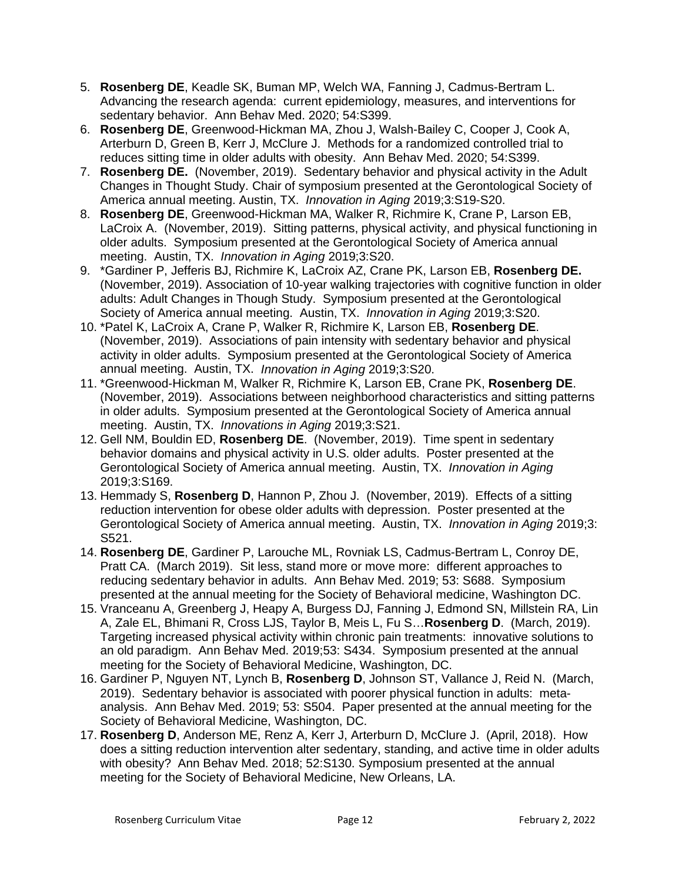5. **Rosenberg DE**, Keadle SK, Buman MP, Welch WA, Fanning J, Cadmus-Bertram L. Advancing the research agenda: current epidemiology, measures, and interventions for sedentary behavior. Ann Behav Med. 2020; 54:S399.
6. **Rosenberg DE**, Greenwood-Hickman MA, Zhou J, Walsh-Bailey C, Cooper J, Cook A, Arterburn D, Green B, Kerr J, McClure J. Methods for a randomized controlled trial to reduces sitting time in older adults with obesity. Ann Behav Med. 2020; 54:S399.
7. **Rosenberg DE.** (November, 2019). Sedentary behavior and physical activity in the Adult Changes in Thought Study. Chair of symposium presented at the Gerontological Society of America annual meeting. Austin, TX. *Innovation in Aging* 2019;3:S19-S20.
8. **Rosenberg DE**, Greenwood-Hickman MA, Walker R, Richmire K, Crane P, Larson EB, LaCroix A. (November, 2019). Sitting patterns, physical activity, and physical functioning in older adults. Symposium presented at the Gerontological Society of America annual meeting. Austin, TX. *Innovation in Aging* 2019;3:S20.
9. *Gardiner P, Jefferis BJ, Richmire K, LaCroix AZ, Crane PK, Larson EB, **Rosenberg DE.** (November, 2019). Association of 10-year walking trajectories with cognitive function in older adults: Adult Changes in Though Study. Symposium presented at the Gerontological Society of America annual meeting. Austin, TX. *Innovation in Aging* 2019;3:S20.
10. *Patel K, LaCroix A, Crane P, Walker R, Richmire K, Larson EB, **Rosenberg DE**. (November, 2019). Associations of pain intensity with sedentary behavior and physical activity in older adults. Symposium presented at the Gerontological Society of America annual meeting. Austin, TX. *Innovation in Aging* 2019;3:S20.
11. *Greenwood-Hickman M, Walker R, Richmire K, Larson EB, Crane PK, **Rosenberg DE**. (November, 2019). Associations between neighborhood characteristics and sitting patterns in older adults. Symposium presented at the Gerontological Society of America annual meeting. Austin, TX. *Innovations in Aging* 2019;3:S21.
12. Gell NM, Bouldin ED, **Rosenberg DE**. (November, 2019). Time spent in sedentary behavior domains and physical activity in U.S. older adults. Poster presented at the Gerontological Society of America annual meeting. Austin, TX. *Innovation in Aging* 2019;3:S169.
13. Hemmady S, **Rosenberg D**, Hannon P, Zhou J. (November, 2019). Effects of a sitting reduction intervention for obese older adults with depression. Poster presented at the Gerontological Society of America annual meeting. Austin, TX. *Innovation in Aging* 2019;3: S521.
14. **Rosenberg DE**, Gardiner P, Larouche ML, Rovniak LS, Cadmus-Bertram L, Conroy DE, Pratt CA. (March 2019). Sit less, stand more or move more: different approaches to reducing sedentary behavior in adults. Ann Behav Med. 2019; 53: S688. Symposium presented at the annual meeting for the Society of Behavioral medicine, Washington DC.
15. Vranceanu A, Greenberg J, Heapy A, Burgess DJ, Fanning J, Edmond SN, Millstein RA, Lin A, Zale EL, Bhimani R, Cross LJS, Taylor B, Meis L, Fu S…**Rosenberg D**. (March, 2019). Targeting increased physical activity within chronic pain treatments: innovative solutions to an old paradigm. Ann Behav Med. 2019;53: S434. Symposium presented at the annual meeting for the Society of Behavioral Medicine, Washington, DC.
16. Gardiner P, Nguyen NT, Lynch B, **Rosenberg D**, Johnson ST, Vallance J, Reid N. (March, 2019). Sedentary behavior is associated with poorer physical function in adults: meta-analysis. Ann Behav Med. 2019; 53: S504. Paper presented at the annual meeting for the Society of Behavioral Medicine, Washington, DC.
17. **Rosenberg D**, Anderson ME, Renz A, Kerr J, Arterburn D, McClure J. (April, 2018). How does a sitting reduction intervention alter sedentary, standing, and active time in older adults with obesity? Ann Behav Med. 2018; 52:S130. Symposium presented at the annual meeting for the Society of Behavioral Medicine, New Orleans, LA.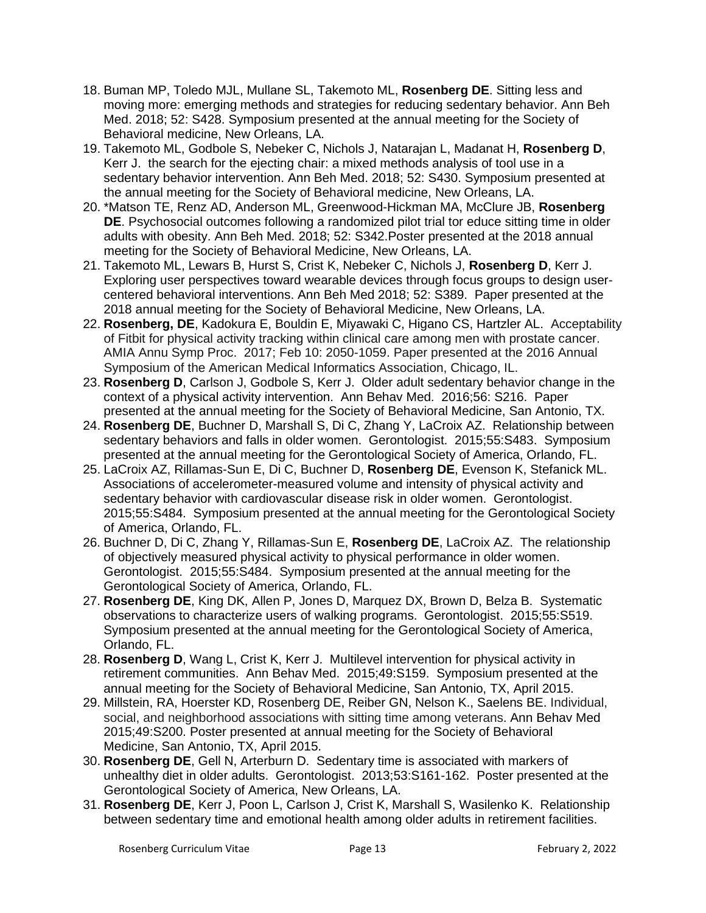18. Buman MP, Toledo MJL, Mullane SL, Takemoto ML, **Rosenberg DE**. Sitting less and moving more: emerging methods and strategies for reducing sedentary behavior. Ann Beh Med. 2018; 52: S428. Symposium presented at the annual meeting for the Society of Behavioral medicine, New Orleans, LA.
19. Takemoto ML, Godbole S, Nebeker C, Nichols J, Natarajan L, Madanat H, **Rosenberg D**, Kerr J. the search for the ejecting chair: a mixed methods analysis of tool use in a sedentary behavior intervention. Ann Beh Med. 2018; 52: S430. Symposium presented at the annual meeting for the Society of Behavioral medicine, New Orleans, LA.
20. *Matson TE, Renz AD, Anderson ML, Greenwood-Hickman MA, McClure JB, **Rosenberg DE**. Psychosocial outcomes following a randomized pilot trial tor educe sitting time in older adults with obesity. Ann Beh Med. 2018; 52: S342.Poster presented at the 2018 annual meeting for the Society of Behavioral Medicine, New Orleans, LA.
21. Takemoto ML, Lewars B, Hurst S, Crist K, Nebeker C, Nichols J, **Rosenberg D**, Kerr J. Exploring user perspectives toward wearable devices through focus groups to design user-centered behavioral interventions. Ann Beh Med 2018; 52: S389. Paper presented at the 2018 annual meeting for the Society of Behavioral Medicine, New Orleans, LA.
22. **Rosenberg, DE**, Kadokura E, Bouldin E, Miyawaki C, Higano CS, Hartzler AL. Acceptability of Fitbit for physical activity tracking within clinical care among men with prostate cancer. AMIA Annu Symp Proc. 2017; Feb 10: 2050-1059. Paper presented at the 2016 Annual Symposium of the American Medical Informatics Association, Chicago, IL.
23. **Rosenberg D**, Carlson J, Godbole S, Kerr J. Older adult sedentary behavior change in the context of a physical activity intervention. Ann Behav Med. 2016;56: S216. Paper presented at the annual meeting for the Society of Behavioral Medicine, San Antonio, TX.
24. **Rosenberg DE**, Buchner D, Marshall S, Di C, Zhang Y, LaCroix AZ. Relationship between sedentary behaviors and falls in older women. Gerontologist. 2015;55:S483. Symposium presented at the annual meeting for the Gerontological Society of America, Orlando, FL.
25. LaCroix AZ, Rillamas-Sun E, Di C, Buchner D, **Rosenberg DE**, Evenson K, Stefanick ML. Associations of accelerometer-measured volume and intensity of physical activity and sedentary behavior with cardiovascular disease risk in older women. Gerontologist. 2015;55:S484. Symposium presented at the annual meeting for the Gerontological Society of America, Orlando, FL.
26. Buchner D, Di C, Zhang Y, Rillamas-Sun E, **Rosenberg DE**, LaCroix AZ. The relationship of objectively measured physical activity to physical performance in older women. Gerontologist. 2015;55:S484. Symposium presented at the annual meeting for the Gerontological Society of America, Orlando, FL.
27. **Rosenberg DE**, King DK, Allen P, Jones D, Marquez DX, Brown D, Belza B. Systematic observations to characterize users of walking programs. Gerontologist. 2015;55:S519. Symposium presented at the annual meeting for the Gerontological Society of America, Orlando, FL.
28. **Rosenberg D**, Wang L, Crist K, Kerr J. Multilevel intervention for physical activity in retirement communities. Ann Behav Med. 2015;49:S159. Symposium presented at the annual meeting for the Society of Behavioral Medicine, San Antonio, TX, April 2015.
29. Millstein, RA, Hoerster KD, Rosenberg DE, Reiber GN, Nelson K., Saelens BE. Individual, social, and neighborhood associations with sitting time among veterans. Ann Behav Med 2015;49:S200. Poster presented at annual meeting for the Society of Behavioral Medicine, San Antonio, TX, April 2015.
30. **Rosenberg DE**, Gell N, Arterburn D. Sedentary time is associated with markers of unhealthy diet in older adults. Gerontologist. 2013;53:S161-162. Poster presented at the Gerontological Society of America, New Orleans, LA.
31. **Rosenberg DE**, Kerr J, Poon L, Carlson J, Crist K, Marshall S, Wasilenko K. Relationship between sedentary time and emotional health among older adults in retirement facilities.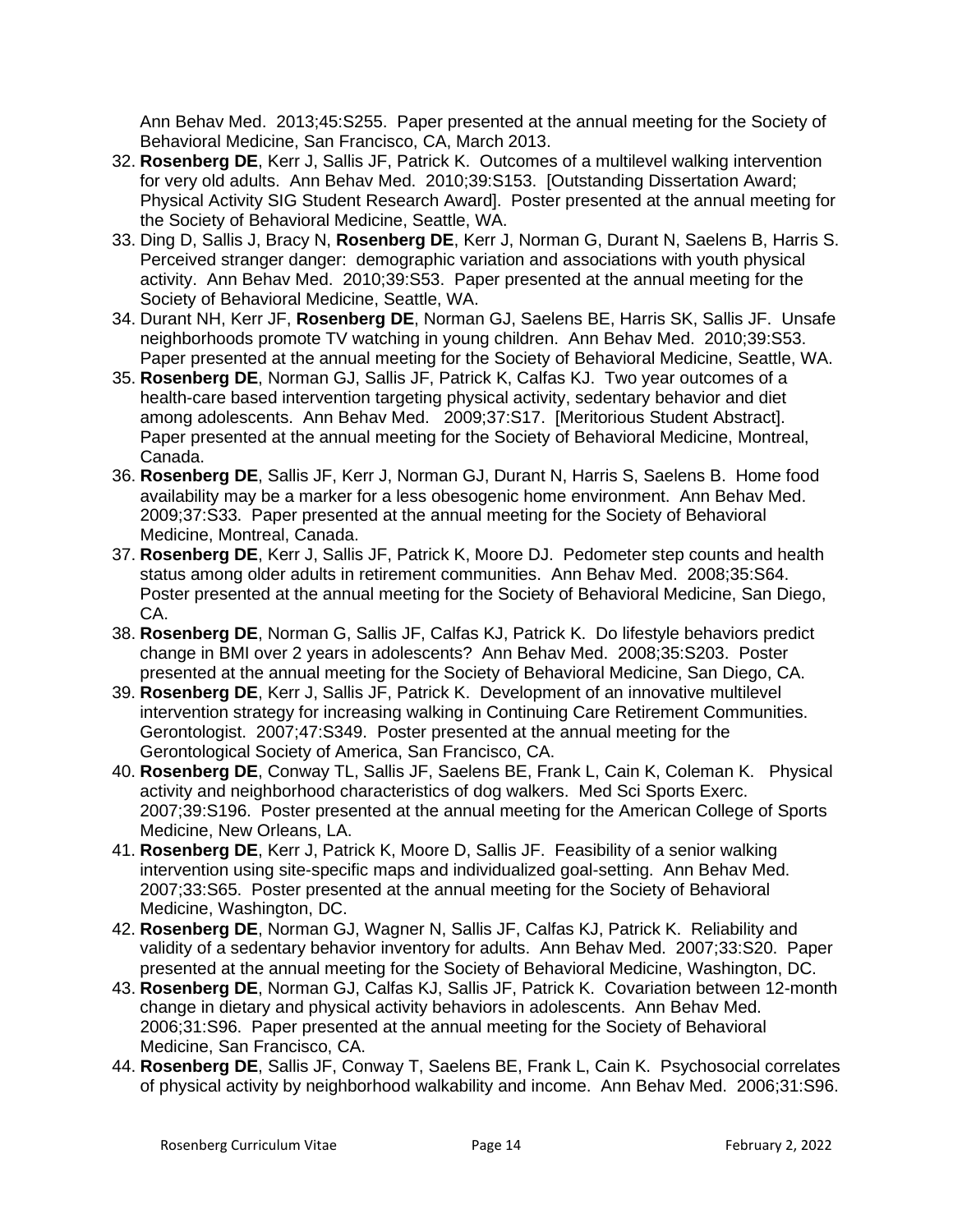Ann Behav Med. 2013;45:S255. Paper presented at the annual meeting for the Society of Behavioral Medicine, San Francisco, CA, March 2013.

32. **Rosenberg DE**, Kerr J, Sallis JF, Patrick K. Outcomes of a multilevel walking intervention for very old adults. Ann Behav Med. 2010;39:S153. [Outstanding Dissertation Award; Physical Activity SIG Student Research Award]. Poster presented at the annual meeting for the Society of Behavioral Medicine, Seattle, WA.
33. Ding D, Sallis J, Bracy N, **Rosenberg DE**, Kerr J, Norman G, Durant N, Saelens B, Harris S. Perceived stranger danger: demographic variation and associations with youth physical activity. Ann Behav Med. 2010;39:S53. Paper presented at the annual meeting for the Society of Behavioral Medicine, Seattle, WA.
34. Durant NH, Kerr JF, **Rosenberg DE**, Norman GJ, Saelens BE, Harris SK, Sallis JF. Unsafe neighborhoods promote TV watching in young children. Ann Behav Med. 2010;39:S53. Paper presented at the annual meeting for the Society of Behavioral Medicine, Seattle, WA.
35. **Rosenberg DE**, Norman GJ, Sallis JF, Patrick K, Calfas KJ. Two year outcomes of a health-care based intervention targeting physical activity, sedentary behavior and diet among adolescents. Ann Behav Med. 2009;37:S17. [Meritorious Student Abstract]. Paper presented at the annual meeting for the Society of Behavioral Medicine, Montreal, Canada.
36. **Rosenberg DE**, Sallis JF, Kerr J, Norman GJ, Durant N, Harris S, Saelens B. Home food availability may be a marker for a less obesogenic home environment. Ann Behav Med. 2009;37:S33. Paper presented at the annual meeting for the Society of Behavioral Medicine, Montreal, Canada.
37. **Rosenberg DE**, Kerr J, Sallis JF, Patrick K, Moore DJ. Pedometer step counts and health status among older adults in retirement communities. Ann Behav Med. 2008;35:S64. Poster presented at the annual meeting for the Society of Behavioral Medicine, San Diego, CA.
38. **Rosenberg DE**, Norman G, Sallis JF, Calfas KJ, Patrick K. Do lifestyle behaviors predict change in BMI over 2 years in adolescents? Ann Behav Med. 2008;35:S203. Poster presented at the annual meeting for the Society of Behavioral Medicine, San Diego, CA.
39. **Rosenberg DE**, Kerr J, Sallis JF, Patrick K. Development of an innovative multilevel intervention strategy for increasing walking in Continuing Care Retirement Communities. Gerontologist. 2007;47:S349. Poster presented at the annual meeting for the Gerontological Society of America, San Francisco, CA.
40. **Rosenberg DE**, Conway TL, Sallis JF, Saelens BE, Frank L, Cain K, Coleman K. Physical activity and neighborhood characteristics of dog walkers. Med Sci Sports Exerc. 2007;39:S196. Poster presented at the annual meeting for the American College of Sports Medicine, New Orleans, LA.
41. **Rosenberg DE**, Kerr J, Patrick K, Moore D, Sallis JF. Feasibility of a senior walking intervention using site-specific maps and individualized goal-setting. Ann Behav Med. 2007;33:S65. Poster presented at the annual meeting for the Society of Behavioral Medicine, Washington, DC.
42. **Rosenberg DE**, Norman GJ, Wagner N, Sallis JF, Calfas KJ, Patrick K. Reliability and validity of a sedentary behavior inventory for adults. Ann Behav Med. 2007;33:S20. Paper presented at the annual meeting for the Society of Behavioral Medicine, Washington, DC.
43. **Rosenberg DE**, Norman GJ, Calfas KJ, Sallis JF, Patrick K. Covariation between 12-month change in dietary and physical activity behaviors in adolescents. Ann Behav Med. 2006;31:S96. Paper presented at the annual meeting for the Society of Behavioral Medicine, San Francisco, CA.
44. **Rosenberg DE**, Sallis JF, Conway T, Saelens BE, Frank L, Cain K. Psychosocial correlates of physical activity by neighborhood walkability and income. Ann Behav Med. 2006;31:S96.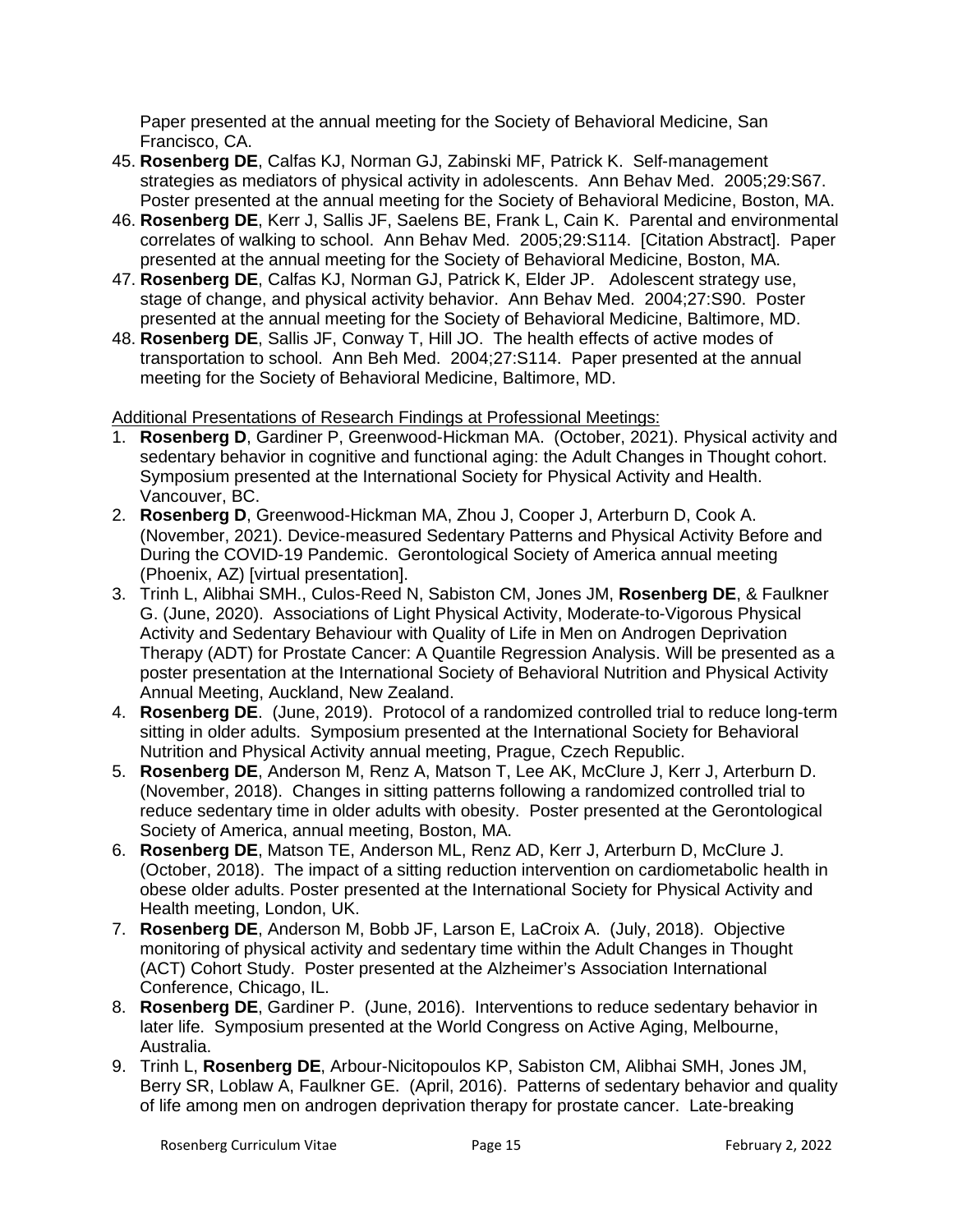Paper presented at the annual meeting for the Society of Behavioral Medicine, San Francisco, CA.

45. **Rosenberg DE**, Calfas KJ, Norman GJ, Zabinski MF, Patrick K. Self-management strategies as mediators of physical activity in adolescents. Ann Behav Med. 2005;29:S67. Poster presented at the annual meeting for the Society of Behavioral Medicine, Boston, MA.
46. **Rosenberg DE**, Kerr J, Sallis JF, Saelens BE, Frank L, Cain K. Parental and environmental correlates of walking to school. Ann Behav Med. 2005;29:S114. [Citation Abstract]. Paper presented at the annual meeting for the Society of Behavioral Medicine, Boston, MA.
47. **Rosenberg DE**, Calfas KJ, Norman GJ, Patrick K, Elder JP. Adolescent strategy use, stage of change, and physical activity behavior. Ann Behav Med. 2004;27:S90. Poster presented at the annual meeting for the Society of Behavioral Medicine, Baltimore, MD.
48. **Rosenberg DE**, Sallis JF, Conway T, Hill JO. The health effects of active modes of transportation to school. Ann Beh Med. 2004;27:S114. Paper presented at the annual meeting for the Society of Behavioral Medicine, Baltimore, MD.

Additional Presentations of Research Findings at Professional Meetings:

1. **Rosenberg D**, Gardiner P, Greenwood-Hickman MA. (October, 2021). Physical activity and sedentary behavior in cognitive and functional aging: the Adult Changes in Thought cohort. Symposium presented at the International Society for Physical Activity and Health. Vancouver, BC.
2. **Rosenberg D**, Greenwood-Hickman MA, Zhou J, Cooper J, Arterburn D, Cook A. (November, 2021). Device-measured Sedentary Patterns and Physical Activity Before and During the COVID-19 Pandemic. Gerontological Society of America annual meeting (Phoenix, AZ) [virtual presentation].
3. Trinh L, Alibhai SMH., Culos-Reed N, Sabiston CM, Jones JM, **Rosenberg DE**, & Faulkner G. (June, 2020). Associations of Light Physical Activity, Moderate-to-Vigorous Physical Activity and Sedentary Behaviour with Quality of Life in Men on Androgen Deprivation Therapy (ADT) for Prostate Cancer: A Quantile Regression Analysis. Will be presented as a poster presentation at the International Society of Behavioral Nutrition and Physical Activity Annual Meeting, Auckland, New Zealand.
4. **Rosenberg DE**. (June, 2019). Protocol of a randomized controlled trial to reduce long-term sitting in older adults. Symposium presented at the International Society for Behavioral Nutrition and Physical Activity annual meeting, Prague, Czech Republic.
5. **Rosenberg DE**, Anderson M, Renz A, Matson T, Lee AK, McClure J, Kerr J, Arterburn D. (November, 2018). Changes in sitting patterns following a randomized controlled trial to reduce sedentary time in older adults with obesity. Poster presented at the Gerontological Society of America, annual meeting, Boston, MA.
6. **Rosenberg DE**, Matson TE, Anderson ML, Renz AD, Kerr J, Arterburn D, McClure J. (October, 2018). The impact of a sitting reduction intervention on cardiometabolic health in obese older adults. Poster presented at the International Society for Physical Activity and Health meeting, London, UK.
7. **Rosenberg DE**, Anderson M, Bobb JF, Larson E, LaCroix A. (July, 2018). Objective monitoring of physical activity and sedentary time within the Adult Changes in Thought (ACT) Cohort Study. Poster presented at the Alzheimer's Association International Conference, Chicago, IL.
8. **Rosenberg DE**, Gardiner P. (June, 2016). Interventions to reduce sedentary behavior in later life. Symposium presented at the World Congress on Active Aging, Melbourne, Australia.
9. Trinh L, **Rosenberg DE**, Arbour-Nicitopoulos KP, Sabiston CM, Alibhai SMH, Jones JM, Berry SR, Loblaw A, Faulkner GE. (April, 2016). Patterns of sedentary behavior and quality of life among men on androgen deprivation therapy for prostate cancer. Late-breaking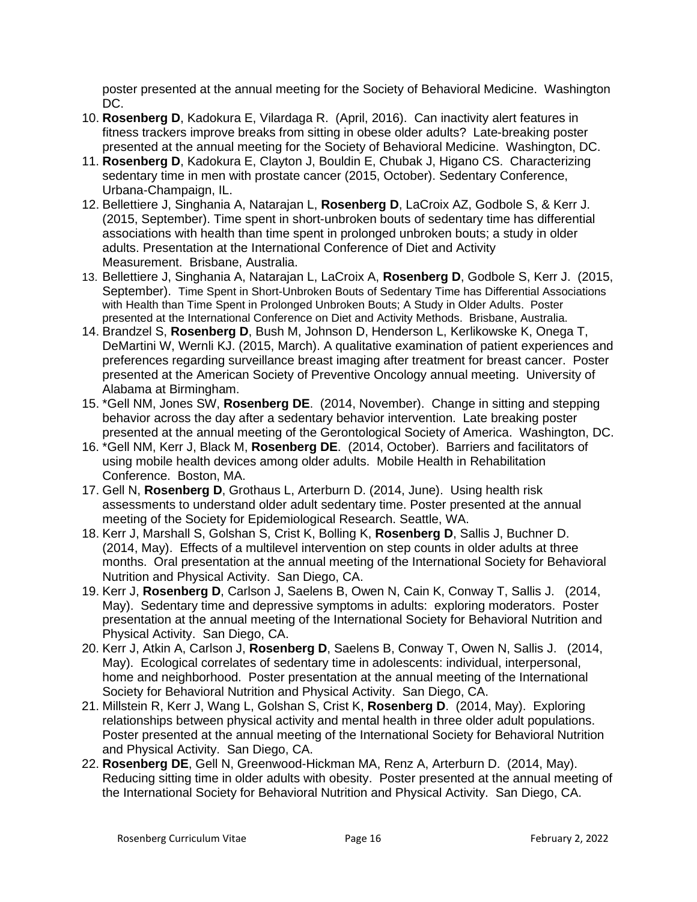poster presented at the annual meeting for the Society of Behavioral Medicine. Washington DC.

10. **Rosenberg D**, Kadokura E, Vilardaga R. (April, 2016). Can inactivity alert features in fitness trackers improve breaks from sitting in obese older adults? Late-breaking poster presented at the annual meeting for the Society of Behavioral Medicine. Washington, DC.
11. **Rosenberg D**, Kadokura E, Clayton J, Bouldin E, Chubak J, Higano CS. Characterizing sedentary time in men with prostate cancer (2015, October). Sedentary Conference, Urbana-Champaign, IL.
12. Bellettiere J, Singhania A, Natarajan L, **Rosenberg D**, LaCroix AZ, Godbole S, & Kerr J. (2015, September). Time spent in short-unbroken bouts of sedentary time has differential associations with health than time spent in prolonged unbroken bouts; a study in older adults. Presentation at the International Conference of Diet and Activity Measurement. Brisbane, Australia.
13. Bellettiere J, Singhania A, Natarajan L, LaCroix A, **Rosenberg D**, Godbole S, Kerr J. (2015, September). Time Spent in Short-Unbroken Bouts of Sedentary Time has Differential Associations with Health than Time Spent in Prolonged Unbroken Bouts; A Study in Older Adults. Poster presented at the International Conference on Diet and Activity Methods. Brisbane, Australia.
14. Brandzel S, **Rosenberg D**, Bush M, Johnson D, Henderson L, Kerlikowske K, Onega T, DeMartini W, Wernli KJ. (2015, March). A qualitative examination of patient experiences and preferences regarding surveillance breast imaging after treatment for breast cancer. Poster presented at the American Society of Preventive Oncology annual meeting. University of Alabama at Birmingham.
15. *Gell NM, Jones SW, **Rosenberg DE**. (2014, November). Change in sitting and stepping behavior across the day after a sedentary behavior intervention. Late breaking poster presented at the annual meeting of the Gerontological Society of America. Washington, DC.
16. *Gell NM, Kerr J, Black M, **Rosenberg DE**. (2014, October). Barriers and facilitators of using mobile health devices among older adults. Mobile Health in Rehabilitation Conference. Boston, MA.
17. Gell N, **Rosenberg D**, Grothaus L, Arterburn D. (2014, June). Using health risk assessments to understand older adult sedentary time. Poster presented at the annual meeting of the Society for Epidemiological Research. Seattle, WA.
18. Kerr J, Marshall S, Golshan S, Crist K, Bolling K, **Rosenberg D**, Sallis J, Buchner D. (2014, May). Effects of a multilevel intervention on step counts in older adults at three months. Oral presentation at the annual meeting of the International Society for Behavioral Nutrition and Physical Activity. San Diego, CA.
19. Kerr J, **Rosenberg D**, Carlson J, Saelens B, Owen N, Cain K, Conway T, Sallis J. (2014, May). Sedentary time and depressive symptoms in adults: exploring moderators. Poster presentation at the annual meeting of the International Society for Behavioral Nutrition and Physical Activity. San Diego, CA.
20. Kerr J, Atkin A, Carlson J, **Rosenberg D**, Saelens B, Conway T, Owen N, Sallis J. (2014, May). Ecological correlates of sedentary time in adolescents: individual, interpersonal, home and neighborhood. Poster presentation at the annual meeting of the International Society for Behavioral Nutrition and Physical Activity. San Diego, CA.
21. Millstein R, Kerr J, Wang L, Golshan S, Crist K, **Rosenberg D**. (2014, May). Exploring relationships between physical activity and mental health in three older adult populations. Poster presented at the annual meeting of the International Society for Behavioral Nutrition and Physical Activity. San Diego, CA.
22. **Rosenberg DE**, Gell N, Greenwood-Hickman MA, Renz A, Arterburn D. (2014, May). Reducing sitting time in older adults with obesity. Poster presented at the annual meeting of the International Society for Behavioral Nutrition and Physical Activity. San Diego, CA.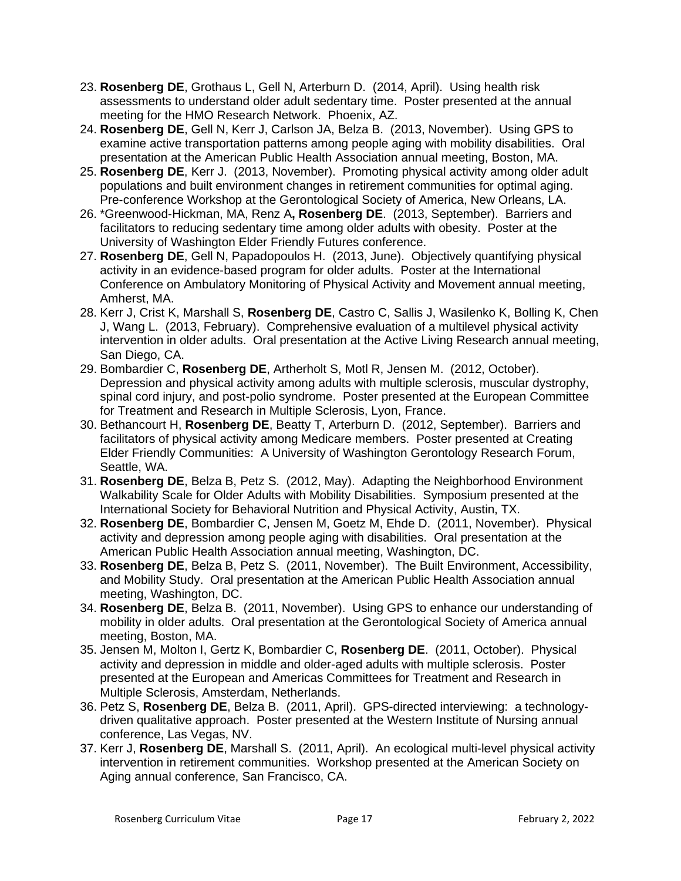23. **Rosenberg DE**, Grothaus L, Gell N, Arterburn D. (2014, April). Using health risk assessments to understand older adult sedentary time. Poster presented at the annual meeting for the HMO Research Network. Phoenix, AZ.
24. **Rosenberg DE**, Gell N, Kerr J, Carlson JA, Belza B. (2013, November). Using GPS to examine active transportation patterns among people aging with mobility disabilities. Oral presentation at the American Public Health Association annual meeting, Boston, MA.
25. **Rosenberg DE**, Kerr J. (2013, November). Promoting physical activity among older adult populations and built environment changes in retirement communities for optimal aging. Pre-conference Workshop at the Gerontological Society of America, New Orleans, LA.
26. *Greenwood-Hickman, MA, Renz A**, Rosenberg DE**. (2013, September). Barriers and facilitators to reducing sedentary time among older adults with obesity. Poster at the University of Washington Elder Friendly Futures conference.
27. **Rosenberg DE**, Gell N, Papadopoulos H. (2013, June). Objectively quantifying physical activity in an evidence-based program for older adults. Poster at the International Conference on Ambulatory Monitoring of Physical Activity and Movement annual meeting, Amherst, MA.
28. Kerr J, Crist K, Marshall S, **Rosenberg DE**, Castro C, Sallis J, Wasilenko K, Bolling K, Chen J, Wang L. (2013, February). Comprehensive evaluation of a multilevel physical activity intervention in older adults. Oral presentation at the Active Living Research annual meeting, San Diego, CA.
29. Bombardier C, **Rosenberg DE**, Artherholt S, Motl R, Jensen M. (2012, October). Depression and physical activity among adults with multiple sclerosis, muscular dystrophy, spinal cord injury, and post-polio syndrome. Poster presented at the European Committee for Treatment and Research in Multiple Sclerosis, Lyon, France.
30. Bethancourt H, **Rosenberg DE**, Beatty T, Arterburn D. (2012, September). Barriers and facilitators of physical activity among Medicare members. Poster presented at Creating Elder Friendly Communities: A University of Washington Gerontology Research Forum, Seattle, WA.
31. **Rosenberg DE**, Belza B, Petz S. (2012, May). Adapting the Neighborhood Environment Walkability Scale for Older Adults with Mobility Disabilities. Symposium presented at the International Society for Behavioral Nutrition and Physical Activity, Austin, TX.
32. **Rosenberg DE**, Bombardier C, Jensen M, Goetz M, Ehde D. (2011, November). Physical activity and depression among people aging with disabilities. Oral presentation at the American Public Health Association annual meeting, Washington, DC.
33. **Rosenberg DE**, Belza B, Petz S. (2011, November). The Built Environment, Accessibility, and Mobility Study. Oral presentation at the American Public Health Association annual meeting, Washington, DC.
34. **Rosenberg DE**, Belza B. (2011, November). Using GPS to enhance our understanding of mobility in older adults. Oral presentation at the Gerontological Society of America annual meeting, Boston, MA.
35. Jensen M, Molton I, Gertz K, Bombardier C, **Rosenberg DE**. (2011, October). Physical activity and depression in middle and older-aged adults with multiple sclerosis. Poster presented at the European and Americas Committees for Treatment and Research in Multiple Sclerosis, Amsterdam, Netherlands.
36. Petz S, **Rosenberg DE**, Belza B. (2011, April). GPS-directed interviewing: a technology-driven qualitative approach. Poster presented at the Western Institute of Nursing annual conference, Las Vegas, NV.
37. Kerr J, **Rosenberg DE**, Marshall S. (2011, April). An ecological multi-level physical activity intervention in retirement communities. Workshop presented at the American Society on Aging annual conference, San Francisco, CA.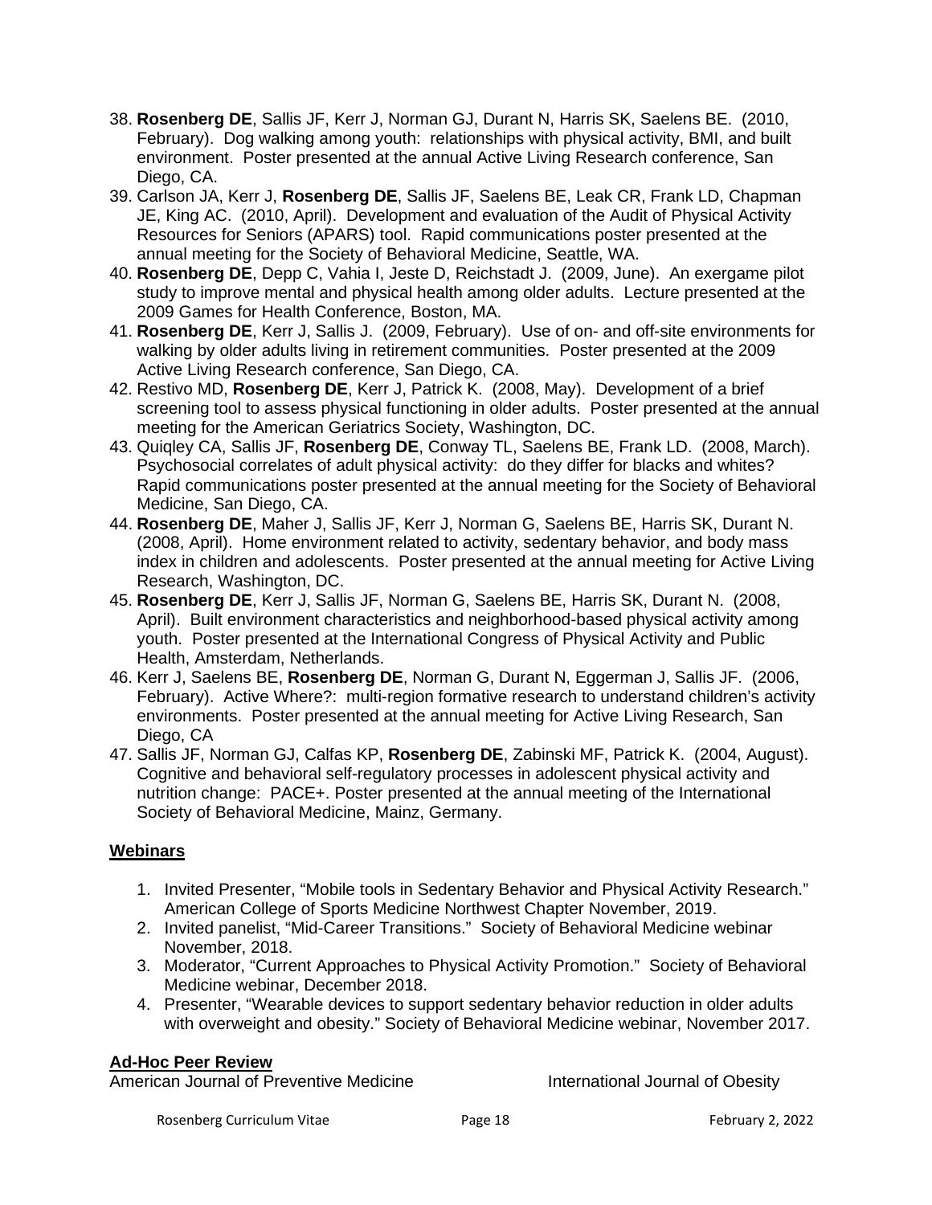38. **Rosenberg DE**, Sallis JF, Kerr J, Norman GJ, Durant N, Harris SK, Saelens BE. (2010, February). Dog walking among youth: relationships with physical activity, BMI, and built environment. Poster presented at the annual Active Living Research conference, San Diego, CA.
39. Carlson JA, Kerr J, **Rosenberg DE**, Sallis JF, Saelens BE, Leak CR, Frank LD, Chapman JE, King AC. (2010, April). Development and evaluation of the Audit of Physical Activity Resources for Seniors (APARS) tool. Rapid communications poster presented at the annual meeting for the Society of Behavioral Medicine, Seattle, WA.
40. **Rosenberg DE**, Depp C, Vahia I, Jeste D, Reichstadt J. (2009, June). An exergame pilot study to improve mental and physical health among older adults. Lecture presented at the 2009 Games for Health Conference, Boston, MA.
41. **Rosenberg DE**, Kerr J, Sallis J. (2009, February). Use of on- and off-site environments for walking by older adults living in retirement communities. Poster presented at the 2009 Active Living Research conference, San Diego, CA.
42. Restivo MD, **Rosenberg DE**, Kerr J, Patrick K. (2008, May). Development of a brief screening tool to assess physical functioning in older adults. Poster presented at the annual meeting for the American Geriatrics Society, Washington, DC.
43. Quiqley CA, Sallis JF, **Rosenberg DE**, Conway TL, Saelens BE, Frank LD. (2008, March). Psychosocial correlates of adult physical activity: do they differ for blacks and whites? Rapid communications poster presented at the annual meeting for the Society of Behavioral Medicine, San Diego, CA.
44. **Rosenberg DE**, Maher J, Sallis JF, Kerr J, Norman G, Saelens BE, Harris SK, Durant N. (2008, April). Home environment related to activity, sedentary behavior, and body mass index in children and adolescents. Poster presented at the annual meeting for Active Living Research, Washington, DC.
45. **Rosenberg DE**, Kerr J, Sallis JF, Norman G, Saelens BE, Harris SK, Durant N. (2008, April). Built environment characteristics and neighborhood-based physical activity among youth. Poster presented at the International Congress of Physical Activity and Public Health, Amsterdam, Netherlands.
46. Kerr J, Saelens BE, **Rosenberg DE**, Norman G, Durant N, Eggerman J, Sallis JF. (2006, February). Active Where?: multi-region formative research to understand children's activity environments. Poster presented at the annual meeting for Active Living Research, San Diego, CA
47. Sallis JF, Norman GJ, Calfas KP, **Rosenberg DE**, Zabinski MF, Patrick K. (2004, August). Cognitive and behavioral self-regulatory processes in adolescent physical activity and nutrition change: PACE+. Poster presented at the annual meeting of the International Society of Behavioral Medicine, Mainz, Germany.

## **Webinars**

1. Invited Presenter, "Mobile tools in Sedentary Behavior and Physical Activity Research." American College of Sports Medicine Northwest Chapter November, 2019.
2. Invited panelist, "Mid-Career Transitions." Society of Behavioral Medicine webinar November, 2018.
3. Moderator, "Current Approaches to Physical Activity Promotion." Society of Behavioral Medicine webinar, December 2018.
4. Presenter, "Wearable devices to support sedentary behavior reduction in older adults with overweight and obesity." Society of Behavioral Medicine webinar, November 2017.

## **Ad-Hoc Peer Review**

American Journal of Preventive Medicine

International Journal of Obesity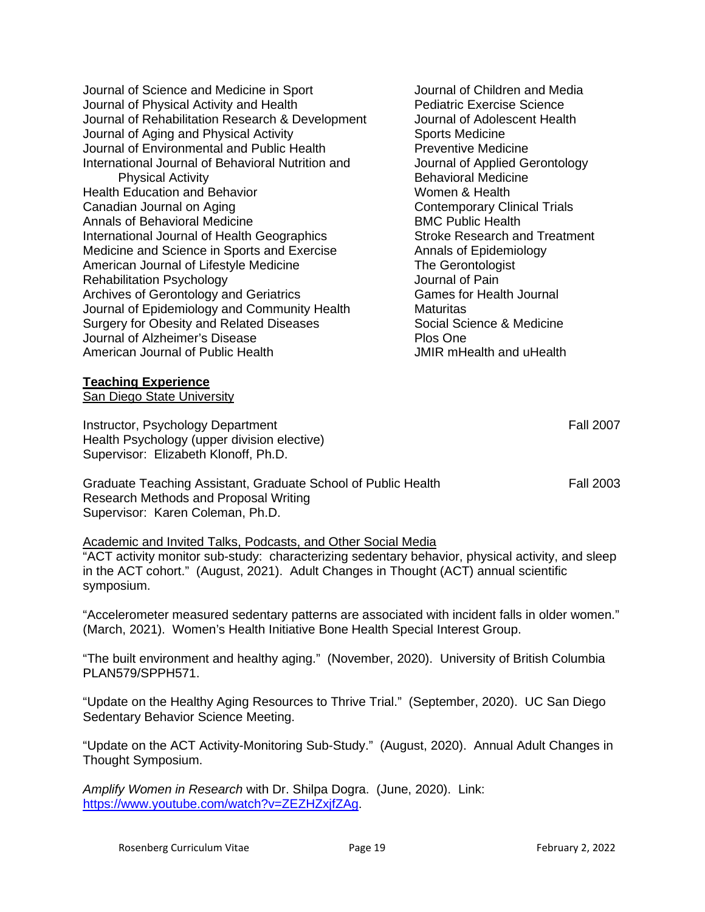Journal of Science and Medicine in Sport
Journal of Physical Activity and Health
Journal of Rehabilitation Research & Development
Journal of Aging and Physical Activity
Journal of Environmental and Public Health
International Journal of Behavioral Nutrition and Physical Activity
Health Education and Behavior
Canadian Journal on Aging
Annals of Behavioral Medicine
International Journal of Health Geographics
Medicine and Science in Sports and Exercise
American Journal of Lifestyle Medicine
Rehabilitation Psychology
Archives of Gerontology and Geriatrics
Journal of Epidemiology and Community Health
Surgery for Obesity and Related Diseases
Journal of Alzheimer's Disease
American Journal of Public Health
Journal of Children and Media
Pediatric Exercise Science
Journal of Adolescent Health
Sports Medicine
Preventive Medicine
Journal of Applied Gerontology
Behavioral Medicine
Women & Health
Contemporary Clinical Trials
BMC Public Health
Stroke Research and Treatment
Annals of Epidemiology
The Gerontologist
Journal of Pain
Games for Health Journal
Maturitas
Social Science & Medicine
Plos One
JMIR mHealth and uHealth

## **Teaching Experience**

San Diego State University

Instructor, Psychology Department — Fall 2007
Health Psychology (upper division elective)
Supervisor: Elizabeth Klonoff, Ph.D.

Graduate Teaching Assistant, Graduate School of Public Health — Fall 2003
Research Methods and Proposal Writing
Supervisor: Karen Coleman, Ph.D.

Academic and Invited Talks, Podcasts, and Other Social Media

"ACT activity monitor sub-study: characterizing sedentary behavior, physical activity, and sleep in the ACT cohort." (August, 2021). Adult Changes in Thought (ACT) annual scientific symposium.

"Accelerometer measured sedentary patterns are associated with incident falls in older women." (March, 2021). Women's Health Initiative Bone Health Special Interest Group.

"The built environment and healthy aging." (November, 2020). University of British Columbia PLAN579/SPPH571.

"Update on the Healthy Aging Resources to Thrive Trial." (September, 2020). UC San Diego Sedentary Behavior Science Meeting.

"Update on the ACT Activity-Monitoring Sub-Study." (August, 2020). Annual Adult Changes in Thought Symposium.

*Amplify Women in Research* with Dr. Shilpa Dogra. (June, 2020). Link: https://www.youtube.com/watch?v=ZEZHZxjfZAg.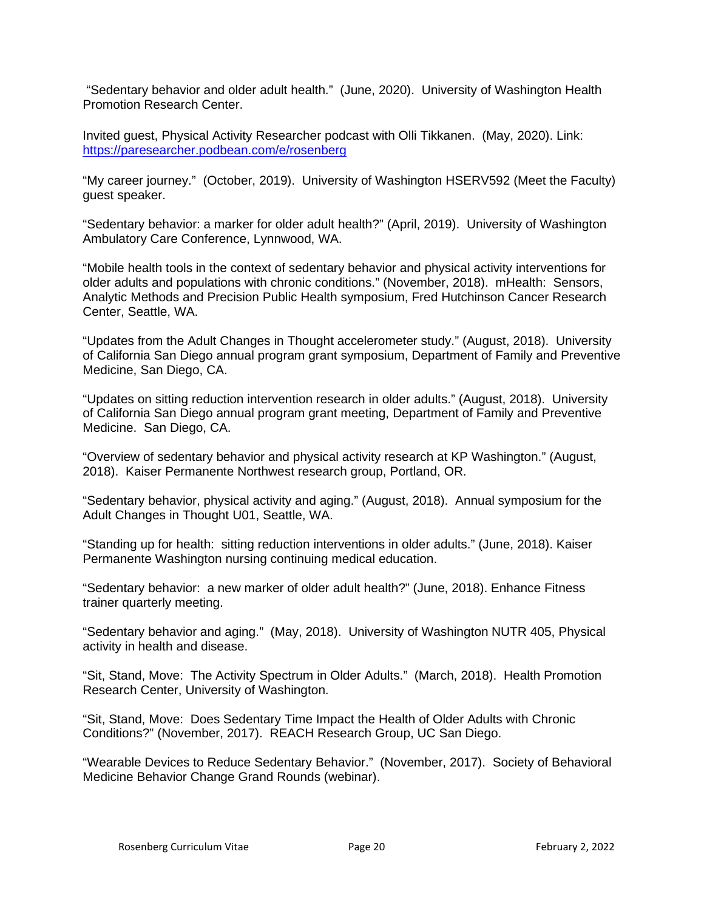"Sedentary behavior and older adult health." (June, 2020). University of Washington Health Promotion Research Center.

Invited guest, Physical Activity Researcher podcast with Olli Tikkanen. (May, 2020). Link: https://paresearcher.podbean.com/e/rosenberg

"My career journey." (October, 2019). University of Washington HSERV592 (Meet the Faculty) guest speaker.

"Sedentary behavior: a marker for older adult health?" (April, 2019). University of Washington Ambulatory Care Conference, Lynnwood, WA.

"Mobile health tools in the context of sedentary behavior and physical activity interventions for older adults and populations with chronic conditions." (November, 2018). mHealth: Sensors, Analytic Methods and Precision Public Health symposium, Fred Hutchinson Cancer Research Center, Seattle, WA.

"Updates from the Adult Changes in Thought accelerometer study." (August, 2018). University of California San Diego annual program grant symposium, Department of Family and Preventive Medicine, San Diego, CA.

"Updates on sitting reduction intervention research in older adults." (August, 2018). University of California San Diego annual program grant meeting, Department of Family and Preventive Medicine. San Diego, CA.

"Overview of sedentary behavior and physical activity research at KP Washington." (August, 2018). Kaiser Permanente Northwest research group, Portland, OR.

"Sedentary behavior, physical activity and aging." (August, 2018). Annual symposium for the Adult Changes in Thought U01, Seattle, WA.

"Standing up for health: sitting reduction interventions in older adults." (June, 2018). Kaiser Permanente Washington nursing continuing medical education.

"Sedentary behavior: a new marker of older adult health?" (June, 2018). Enhance Fitness trainer quarterly meeting.

"Sedentary behavior and aging." (May, 2018). University of Washington NUTR 405, Physical activity in health and disease.

"Sit, Stand, Move: The Activity Spectrum in Older Adults." (March, 2018). Health Promotion Research Center, University of Washington.

"Sit, Stand, Move: Does Sedentary Time Impact the Health of Older Adults with Chronic Conditions?" (November, 2017). REACH Research Group, UC San Diego.

"Wearable Devices to Reduce Sedentary Behavior." (November, 2017). Society of Behavioral Medicine Behavior Change Grand Rounds (webinar).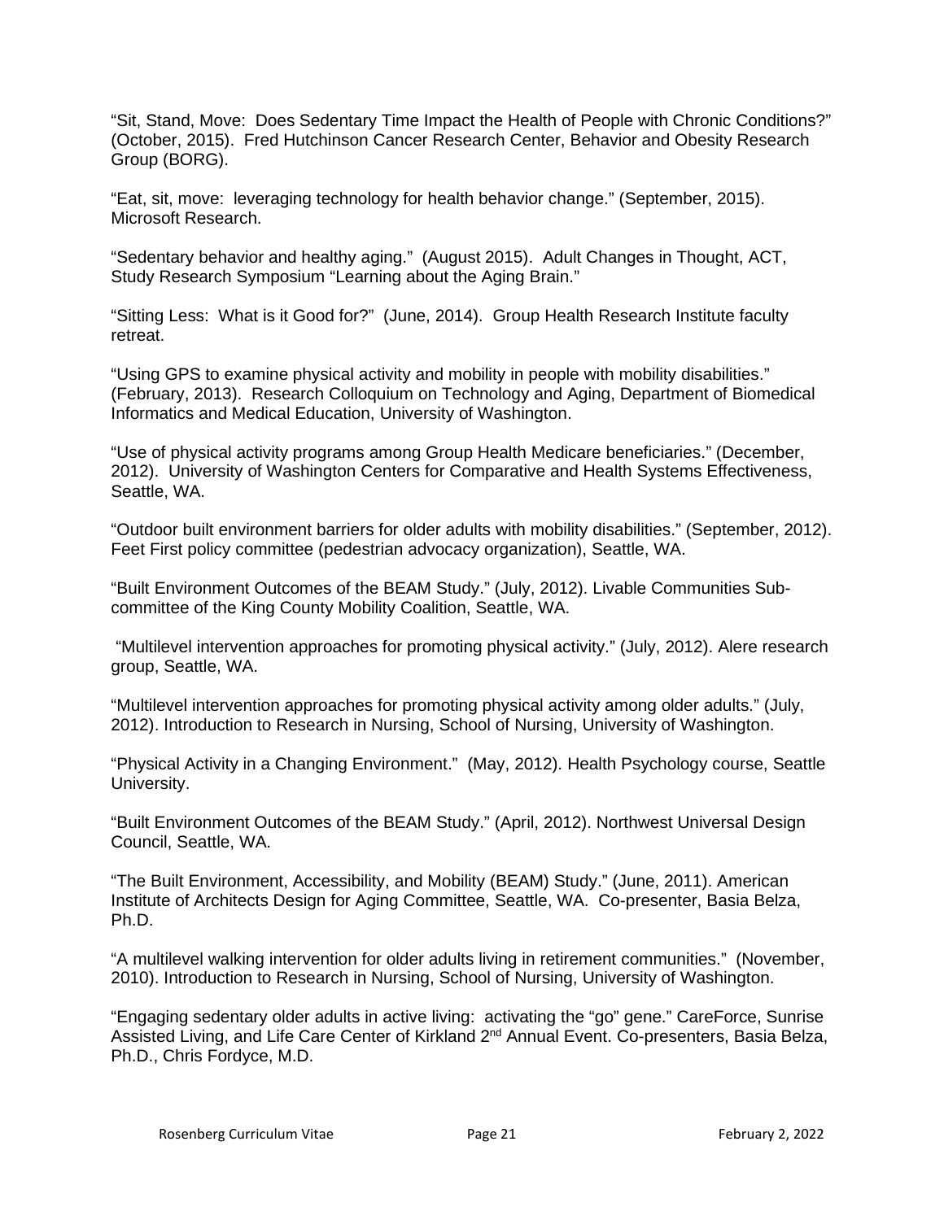"Sit, Stand, Move: Does Sedentary Time Impact the Health of People with Chronic Conditions?" (October, 2015). Fred Hutchinson Cancer Research Center, Behavior and Obesity Research Group (BORG).

"Eat, sit, move: leveraging technology for health behavior change." (September, 2015). Microsoft Research.

"Sedentary behavior and healthy aging." (August 2015). Adult Changes in Thought, ACT, Study Research Symposium "Learning about the Aging Brain."

"Sitting Less: What is it Good for?" (June, 2014). Group Health Research Institute faculty retreat.

"Using GPS to examine physical activity and mobility in people with mobility disabilities." (February, 2013). Research Colloquium on Technology and Aging, Department of Biomedical Informatics and Medical Education, University of Washington.

"Use of physical activity programs among Group Health Medicare beneficiaries." (December, 2012). University of Washington Centers for Comparative and Health Systems Effectiveness, Seattle, WA.

"Outdoor built environment barriers for older adults with mobility disabilities." (September, 2012). Feet First policy committee (pedestrian advocacy organization), Seattle, WA.

"Built Environment Outcomes of the BEAM Study." (July, 2012). Livable Communities Sub-committee of the King County Mobility Coalition, Seattle, WA.

"Multilevel intervention approaches for promoting physical activity." (July, 2012). Alere research group, Seattle, WA.

"Multilevel intervention approaches for promoting physical activity among older adults." (July, 2012). Introduction to Research in Nursing, School of Nursing, University of Washington.

"Physical Activity in a Changing Environment." (May, 2012). Health Psychology course, Seattle University.

"Built Environment Outcomes of the BEAM Study." (April, 2012). Northwest Universal Design Council, Seattle, WA.

"The Built Environment, Accessibility, and Mobility (BEAM) Study." (June, 2011). American Institute of Architects Design for Aging Committee, Seattle, WA. Co-presenter, Basia Belza, Ph.D.

"A multilevel walking intervention for older adults living in retirement communities." (November, 2010). Introduction to Research in Nursing, School of Nursing, University of Washington.

"Engaging sedentary older adults in active living: activating the "go" gene." CareForce, Sunrise Assisted Living, and Life Care Center of Kirkland 2nd Annual Event. Co-presenters, Basia Belza, Ph.D., Chris Fordyce, M.D.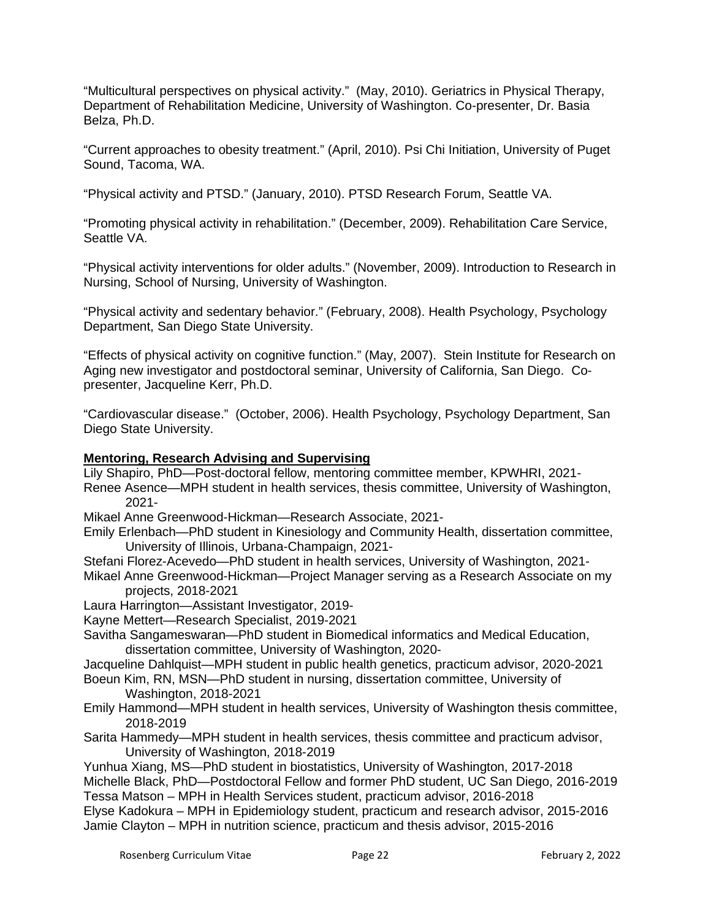"Multicultural perspectives on physical activity." (May, 2010). Geriatrics in Physical Therapy, Department of Rehabilitation Medicine, University of Washington. Co-presenter, Dr. Basia Belza, Ph.D.

"Current approaches to obesity treatment." (April, 2010). Psi Chi Initiation, University of Puget Sound, Tacoma, WA.

"Physical activity and PTSD." (January, 2010). PTSD Research Forum, Seattle VA.

"Promoting physical activity in rehabilitation." (December, 2009). Rehabilitation Care Service, Seattle VA.

"Physical activity interventions for older adults." (November, 2009). Introduction to Research in Nursing, School of Nursing, University of Washington.

"Physical activity and sedentary behavior." (February, 2008). Health Psychology, Psychology Department, San Diego State University.

"Effects of physical activity on cognitive function." (May, 2007). Stein Institute for Research on Aging new investigator and postdoctoral seminar, University of California, San Diego. Co-presenter, Jacqueline Kerr, Ph.D.

"Cardiovascular disease." (October, 2006). Health Psychology, Psychology Department, San Diego State University.

**Mentoring, Research Advising and Supervising**

Lily Shapiro, PhD—Post-doctoral fellow, mentoring committee member, KPWHRI, 2021-

Renee Asence—MPH student in health services, thesis committee, University of Washington, 2021-

Mikael Anne Greenwood-Hickman—Research Associate, 2021-

Emily Erlenbach—PhD student in Kinesiology and Community Health, dissertation committee, University of Illinois, Urbana-Champaign, 2021-

Stefani Florez-Acevedo—PhD student in health services, University of Washington, 2021-

Mikael Anne Greenwood-Hickman—Project Manager serving as a Research Associate on my projects, 2018-2021

Laura Harrington—Assistant Investigator, 2019-

Kayne Mettert—Research Specialist, 2019-2021

Savitha Sangameswaran—PhD student in Biomedical informatics and Medical Education, dissertation committee, University of Washington, 2020-

Jacqueline Dahlquist—MPH student in public health genetics, practicum advisor, 2020-2021

Boeun Kim, RN, MSN—PhD student in nursing, dissertation committee, University of Washington, 2018-2021

Emily Hammond—MPH student in health services, University of Washington thesis committee, 2018-2019

Sarita Hammedy—MPH student in health services, thesis committee and practicum advisor, University of Washington, 2018-2019

Yunhua Xiang, MS—PhD student in biostatistics, University of Washington, 2017-2018

Michelle Black, PhD—Postdoctoral Fellow and former PhD student, UC San Diego, 2016-2019

Tessa Matson – MPH in Health Services student, practicum advisor, 2016-2018

Elyse Kadokura – MPH in Epidemiology student, practicum and research advisor, 2015-2016

Jamie Clayton – MPH in nutrition science, practicum and thesis advisor, 2015-2016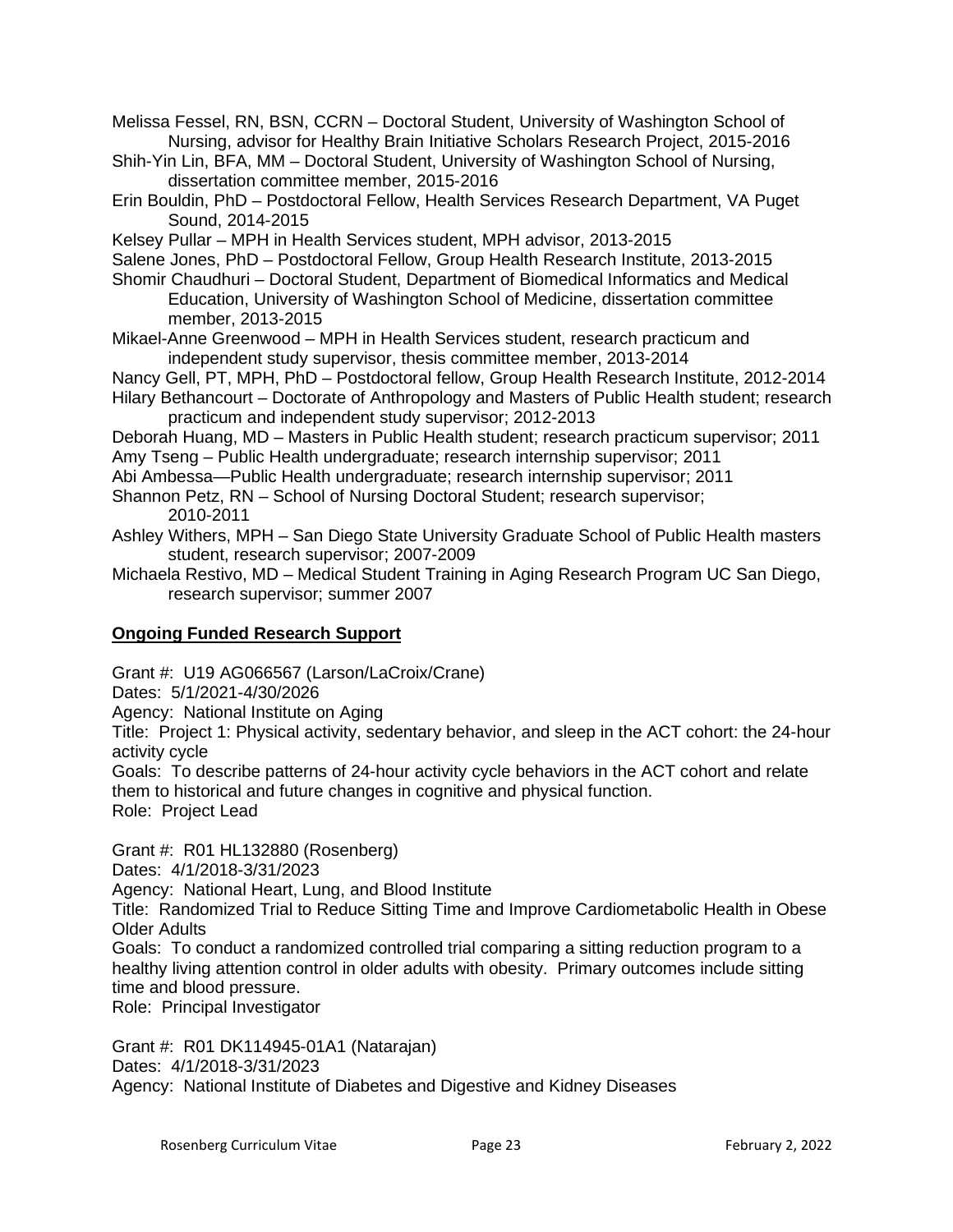Melissa Fessel, RN, BSN, CCRN – Doctoral Student, University of Washington School of Nursing, advisor for Healthy Brain Initiative Scholars Research Project, 2015-2016

Shih-Yin Lin, BFA, MM – Doctoral Student, University of Washington School of Nursing, dissertation committee member, 2015-2016

Erin Bouldin, PhD – Postdoctoral Fellow, Health Services Research Department, VA Puget Sound, 2014-2015

Kelsey Pullar – MPH in Health Services student, MPH advisor, 2013-2015

Salene Jones, PhD – Postdoctoral Fellow, Group Health Research Institute, 2013-2015

Shomir Chaudhuri – Doctoral Student, Department of Biomedical Informatics and Medical Education, University of Washington School of Medicine, dissertation committee member, 2013-2015

Mikael-Anne Greenwood – MPH in Health Services student, research practicum and independent study supervisor, thesis committee member, 2013-2014

Nancy Gell, PT, MPH, PhD – Postdoctoral fellow, Group Health Research Institute, 2012-2014

Hilary Bethancourt – Doctorate of Anthropology and Masters of Public Health student; research practicum and independent study supervisor; 2012-2013

Deborah Huang, MD – Masters in Public Health student; research practicum supervisor; 2011

Amy Tseng – Public Health undergraduate; research internship supervisor; 2011

Abi Ambessa—Public Health undergraduate; research internship supervisor; 2011

Shannon Petz, RN – School of Nursing Doctoral Student; research supervisor; 2010-2011

Ashley Withers, MPH – San Diego State University Graduate School of Public Health masters student, research supervisor; 2007-2009

Michaela Restivo, MD – Medical Student Training in Aging Research Program UC San Diego, research supervisor; summer 2007

## Ongoing Funded Research Support

Grant #: U19 AG066567 (Larson/LaCroix/Crane)
Dates: 5/1/2021-4/30/2026
Agency: National Institute on Aging
Title: Project 1: Physical activity, sedentary behavior, and sleep in the ACT cohort: the 24-hour activity cycle
Goals: To describe patterns of 24-hour activity cycle behaviors in the ACT cohort and relate them to historical and future changes in cognitive and physical function.
Role: Project Lead

Grant #: R01 HL132880 (Rosenberg)
Dates: 4/1/2018-3/31/2023
Agency: National Heart, Lung, and Blood Institute
Title: Randomized Trial to Reduce Sitting Time and Improve Cardiometabolic Health in Obese Older Adults
Goals: To conduct a randomized controlled trial comparing a sitting reduction program to a healthy living attention control in older adults with obesity. Primary outcomes include sitting time and blood pressure.
Role: Principal Investigator

Grant #: R01 DK114945-01A1 (Natarajan)
Dates: 4/1/2018-3/31/2023
Agency: National Institute of Diabetes and Digestive and Kidney Diseases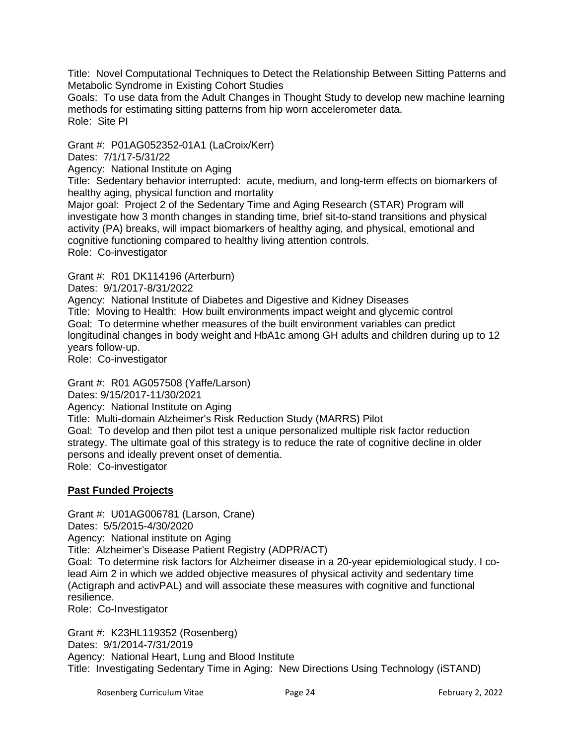Title: Novel Computational Techniques to Detect the Relationship Between Sitting Patterns and Metabolic Syndrome in Existing Cohort Studies
Goals: To use data from the Adult Changes in Thought Study to develop new machine learning methods for estimating sitting patterns from hip worn accelerometer data.
Role: Site PI

Grant #: P01AG052352-01A1 (LaCroix/Kerr)
Dates: 7/1/17-5/31/22
Agency: National Institute on Aging
Title: Sedentary behavior interrupted: acute, medium, and long-term effects on biomarkers of healthy aging, physical function and mortality
Major goal: Project 2 of the Sedentary Time and Aging Research (STAR) Program will investigate how 3 month changes in standing time, brief sit-to-stand transitions and physical activity (PA) breaks, will impact biomarkers of healthy aging, and physical, emotional and cognitive functioning compared to healthy living attention controls.
Role: Co-investigator

Grant #: R01 DK114196 (Arterburn)
Dates: 9/1/2017-8/31/2022
Agency: National Institute of Diabetes and Digestive and Kidney Diseases
Title: Moving to Health: How built environments impact weight and glycemic control
Goal: To determine whether measures of the built environment variables can predict longitudinal changes in body weight and HbA1c among GH adults and children during up to 12 years follow-up.
Role: Co-investigator

Grant #: R01 AG057508 (Yaffe/Larson)
Dates: 9/15/2017-11/30/2021
Agency: National Institute on Aging
Title: Multi-domain Alzheimer's Risk Reduction Study (MARRS) Pilot
Goal: To develop and then pilot test a unique personalized multiple risk factor reduction strategy. The ultimate goal of this strategy is to reduce the rate of cognitive decline in older persons and ideally prevent onset of dementia.
Role: Co-investigator

**Past Funded Projects**

Grant #: U01AG006781 (Larson, Crane)
Dates: 5/5/2015-4/30/2020
Agency: National institute on Aging
Title: Alzheimer's Disease Patient Registry (ADPR/ACT)
Goal: To determine risk factors for Alzheimer disease in a 20-year epidemiological study. I co-lead Aim 2 in which we added objective measures of physical activity and sedentary time (Actigraph and activPAL) and will associate these measures with cognitive and functional resilience.
Role: Co-Investigator

Grant #: K23HL119352 (Rosenberg)
Dates: 9/1/2014-7/31/2019
Agency: National Heart, Lung and Blood Institute
Title: Investigating Sedentary Time in Aging: New Directions Using Technology (iSTAND)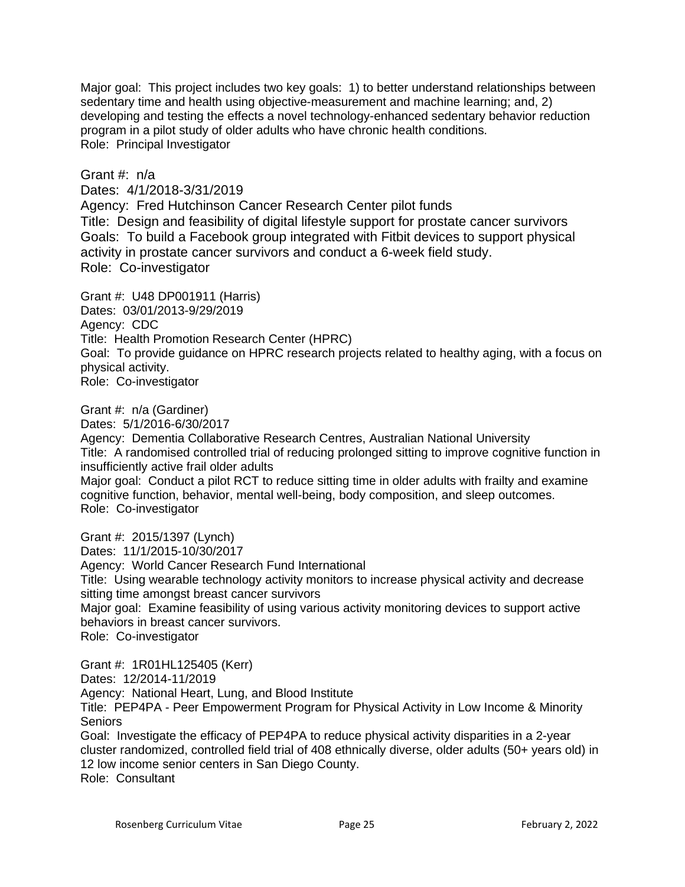Major goal: This project includes two key goals: 1) to better understand relationships between sedentary time and health using objective-measurement and machine learning; and, 2) developing and testing the effects a novel technology-enhanced sedentary behavior reduction program in a pilot study of older adults who have chronic health conditions.
Role: Principal Investigator

Grant #: n/a
Dates: 4/1/2018-3/31/2019
Agency: Fred Hutchinson Cancer Research Center pilot funds
Title: Design and feasibility of digital lifestyle support for prostate cancer survivors
Goals: To build a Facebook group integrated with Fitbit devices to support physical activity in prostate cancer survivors and conduct a 6-week field study.
Role: Co-investigator

Grant #: U48 DP001911 (Harris)
Dates: 03/01/2013-9/29/2019
Agency: CDC
Title: Health Promotion Research Center (HPRC)
Goal: To provide guidance on HPRC research projects related to healthy aging, with a focus on physical activity.
Role: Co-investigator

Grant #: n/a (Gardiner)
Dates: 5/1/2016-6/30/2017
Agency: Dementia Collaborative Research Centres, Australian National University
Title: A randomised controlled trial of reducing prolonged sitting to improve cognitive function in insufficiently active frail older adults
Major goal: Conduct a pilot RCT to reduce sitting time in older adults with frailty and examine cognitive function, behavior, mental well-being, body composition, and sleep outcomes.
Role: Co-investigator

Grant #: 2015/1397 (Lynch)
Dates: 11/1/2015-10/30/2017
Agency: World Cancer Research Fund International
Title: Using wearable technology activity monitors to increase physical activity and decrease sitting time amongst breast cancer survivors
Major goal: Examine feasibility of using various activity monitoring devices to support active behaviors in breast cancer survivors.
Role: Co-investigator

Grant #: 1R01HL125405 (Kerr)
Dates: 12/2014-11/2019
Agency: National Heart, Lung, and Blood Institute
Title: PEP4PA - Peer Empowerment Program for Physical Activity in Low Income & Minority Seniors
Goal: Investigate the efficacy of PEP4PA to reduce physical activity disparities in a 2-year cluster randomized, controlled field trial of 408 ethnically diverse, older adults (50+ years old) in 12 low income senior centers in San Diego County.
Role: Consultant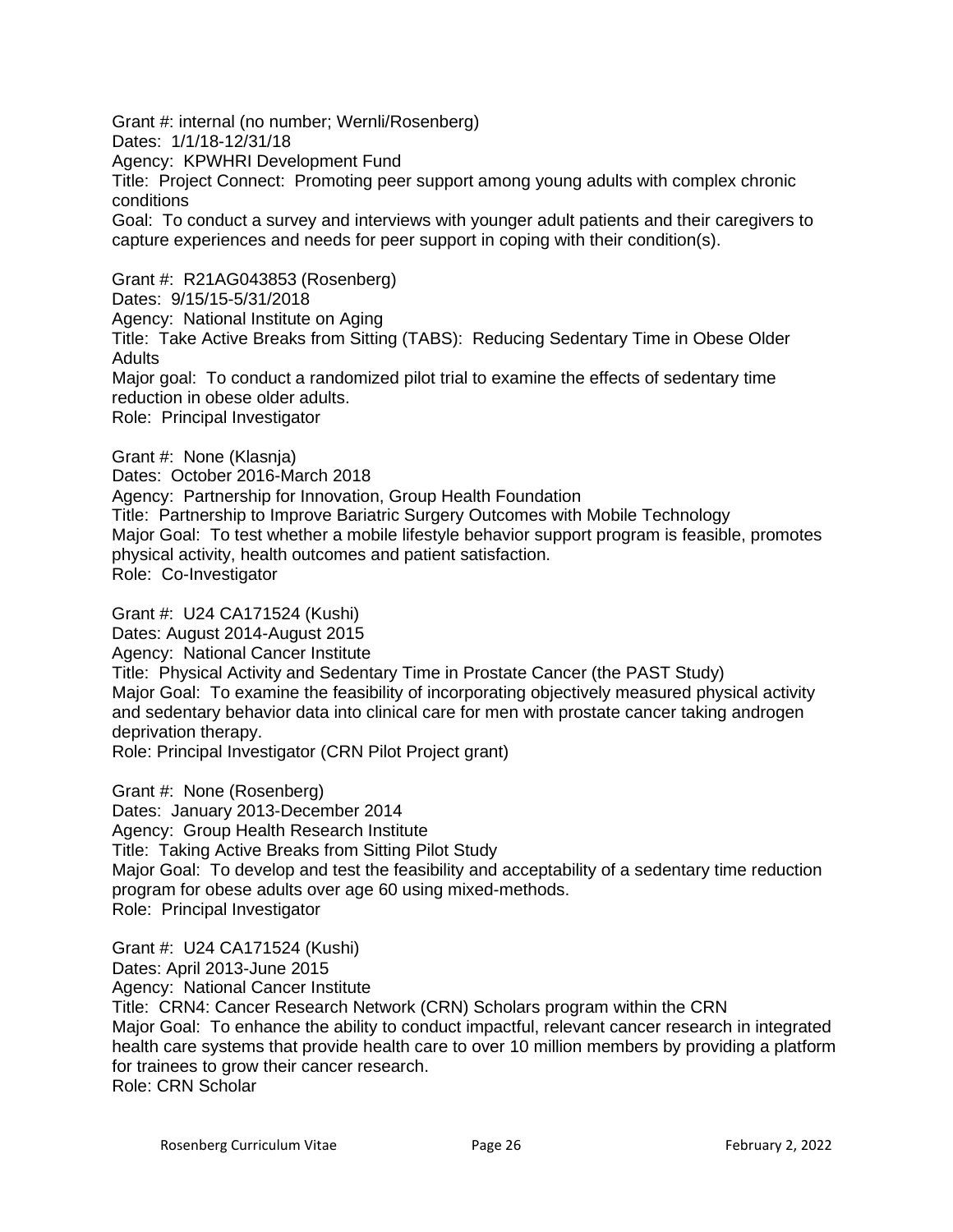Grant #: internal (no number; Wernli/Rosenberg)
Dates: 1/1/18-12/31/18
Agency: KPWHRI Development Fund
Title: Project Connect: Promoting peer support among young adults with complex chronic conditions
Goal: To conduct a survey and interviews with younger adult patients and their caregivers to capture experiences and needs for peer support in coping with their condition(s).

Grant #: R21AG043853 (Rosenberg)
Dates: 9/15/15-5/31/2018
Agency: National Institute on Aging
Title: Take Active Breaks from Sitting (TABS): Reducing Sedentary Time in Obese Older Adults
Major goal: To conduct a randomized pilot trial to examine the effects of sedentary time reduction in obese older adults.
Role: Principal Investigator

Grant #: None (Klasnja)
Dates: October 2016-March 2018
Agency: Partnership for Innovation, Group Health Foundation
Title: Partnership to Improve Bariatric Surgery Outcomes with Mobile Technology
Major Goal: To test whether a mobile lifestyle behavior support program is feasible, promotes physical activity, health outcomes and patient satisfaction.
Role: Co-Investigator

Grant #: U24 CA171524 (Kushi)
Dates: August 2014-August 2015
Agency: National Cancer Institute
Title: Physical Activity and Sedentary Time in Prostate Cancer (the PAST Study)
Major Goal: To examine the feasibility of incorporating objectively measured physical activity and sedentary behavior data into clinical care for men with prostate cancer taking androgen deprivation therapy.
Role: Principal Investigator (CRN Pilot Project grant)

Grant #: None (Rosenberg)
Dates: January 2013-December 2014
Agency: Group Health Research Institute
Title: Taking Active Breaks from Sitting Pilot Study
Major Goal: To develop and test the feasibility and acceptability of a sedentary time reduction program for obese adults over age 60 using mixed-methods.
Role: Principal Investigator

Grant #: U24 CA171524 (Kushi)
Dates: April 2013-June 2015
Agency: National Cancer Institute
Title: CRN4: Cancer Research Network (CRN) Scholars program within the CRN
Major Goal: To enhance the ability to conduct impactful, relevant cancer research in integrated health care systems that provide health care to over 10 million members by providing a platform for trainees to grow their cancer research.
Role: CRN Scholar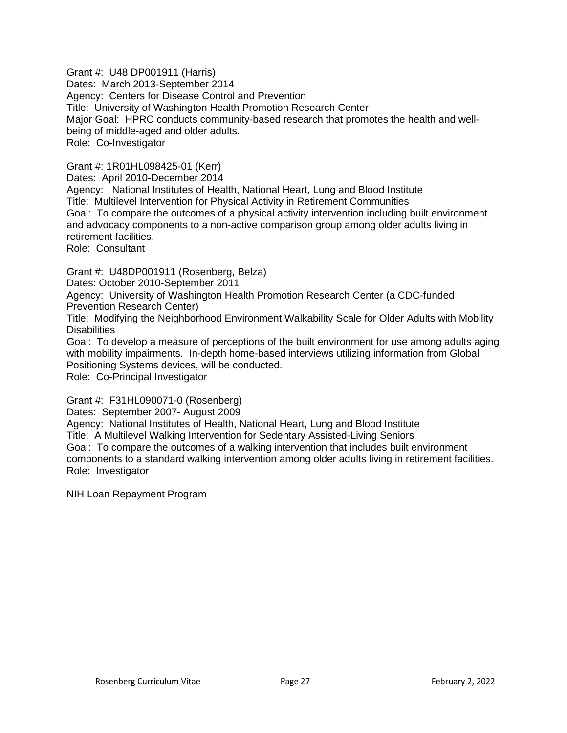Grant #: U48 DP001911 (Harris)
Dates: March 2013-September 2014
Agency: Centers for Disease Control and Prevention
Title: University of Washington Health Promotion Research Center
Major Goal: HPRC conducts community-based research that promotes the health and well-being of middle-aged and older adults.
Role: Co-Investigator

Grant #: 1R01HL098425-01 (Kerr)
Dates: April 2010-December 2014
Agency: National Institutes of Health, National Heart, Lung and Blood Institute
Title: Multilevel Intervention for Physical Activity in Retirement Communities
Goal: To compare the outcomes of a physical activity intervention including built environment and advocacy components to a non-active comparison group among older adults living in retirement facilities.
Role: Consultant

Grant #: U48DP001911 (Rosenberg, Belza)
Dates: October 2010-September 2011
Agency: University of Washington Health Promotion Research Center (a CDC-funded Prevention Research Center)
Title: Modifying the Neighborhood Environment Walkability Scale for Older Adults with Mobility Disabilities
Goal: To develop a measure of perceptions of the built environment for use among adults aging with mobility impairments. In-depth home-based interviews utilizing information from Global Positioning Systems devices, will be conducted.
Role: Co-Principal Investigator

Grant #: F31HL090071-0 (Rosenberg)
Dates: September 2007- August 2009
Agency: National Institutes of Health, National Heart, Lung and Blood Institute
Title: A Multilevel Walking Intervention for Sedentary Assisted-Living Seniors
Goal: To compare the outcomes of a walking intervention that includes built environment components to a standard walking intervention among older adults living in retirement facilities.
Role: Investigator

NIH Loan Repayment Program